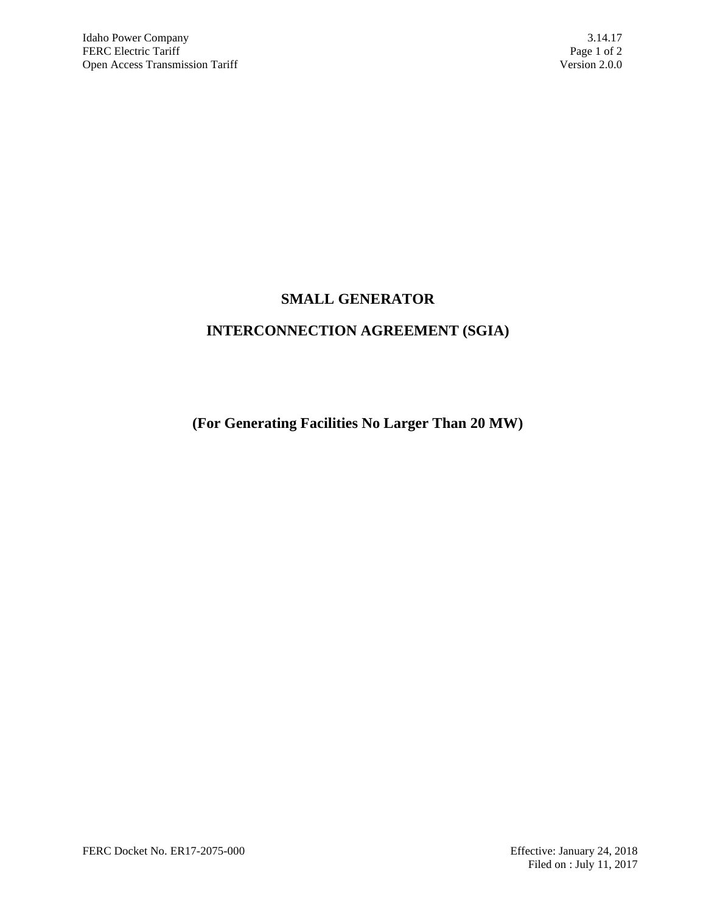# SMALL GENERATOR

# INTERCONNECTION AGREEMENT (SGIA)

**(For Generating Facilities No Larger Than 20 MW)**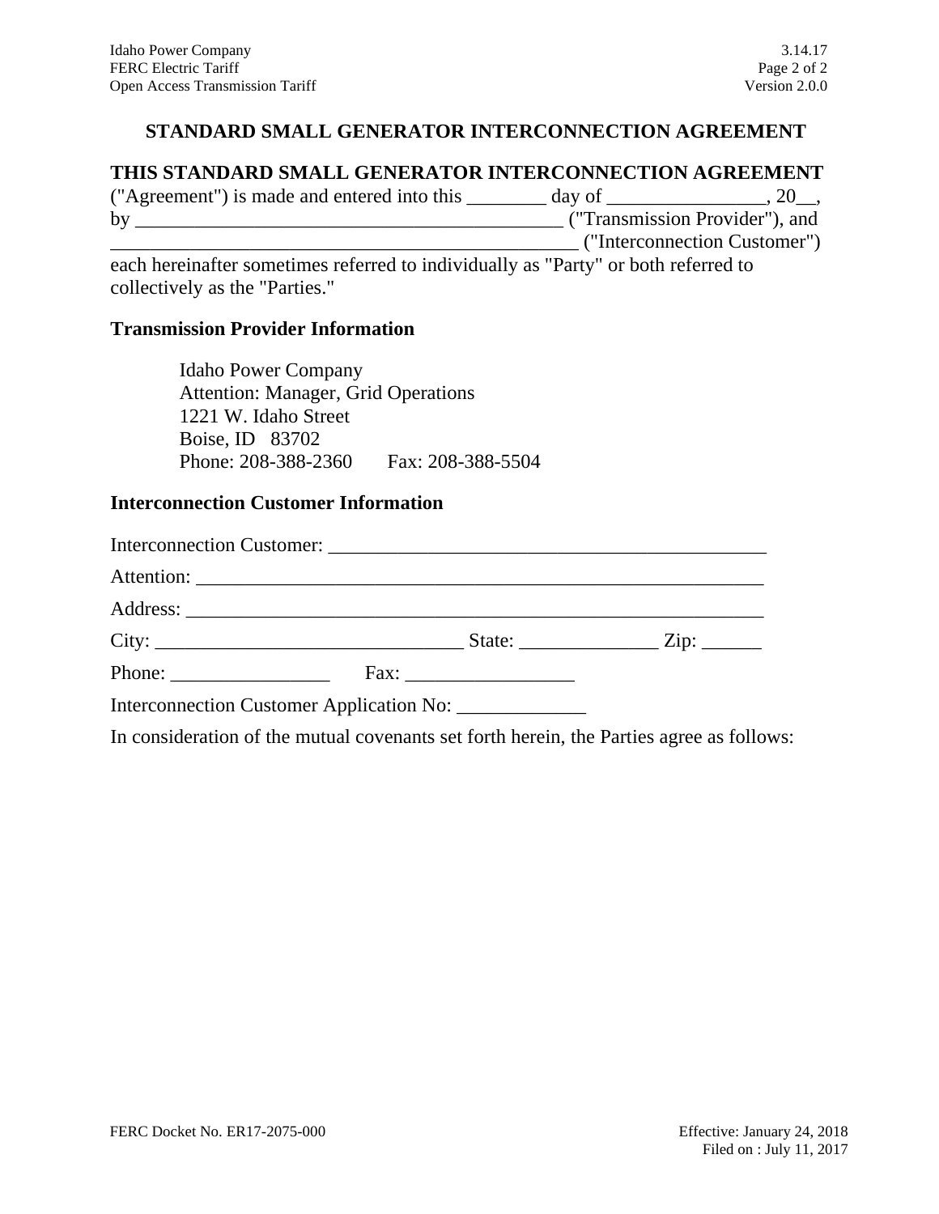# STANDARD SMALL GENERATOR INTERCONNECTION AGREEMENT

**THIS STANDARD SMALL GENERATOR INTERCONNECTION AGREEMENT** ("Agreement") is made and entered into this ________ day of ________________, 20__, by ___________________________________________ ("Transmission Provider"), and _______________________________________________ ("Interconnection Customer") each hereinafter sometimes referred to individually as "Party" or both referred to collectively as the "Parties."

**Transmission Provider Information**

Idaho Power Company
Attention: Manager, Grid Operations
1221 W. Idaho Street
Boise, ID 83702
Phone: 208-388-2360 Fax: 208-388-5504

**Interconnection Customer Information**

Interconnection Customer: ____________________________________________

Attention: __________________________________________________________

Address: ___________________________________________________________

City: _______________________________ State: ______________ Zip: ______

Phone: ________________ Fax: _________________

Interconnection Customer Application No: _____________

In consideration of the mutual covenants set forth herein, the Parties agree as follows: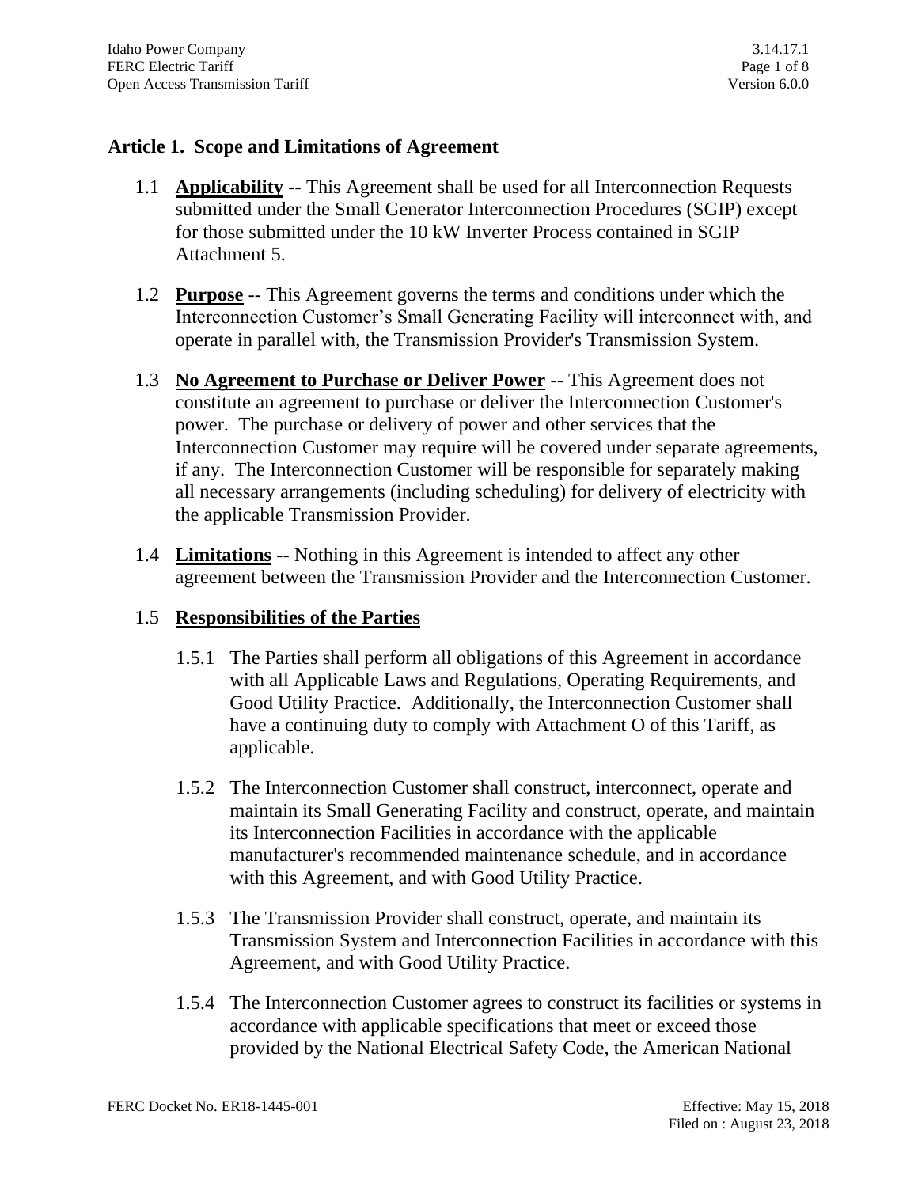## Article 1. Scope and Limitations of Agreement

1.1 **Applicability** -- This Agreement shall be used for all Interconnection Requests submitted under the Small Generator Interconnection Procedures (SGIP) except for those submitted under the 10 kW Inverter Process contained in SGIP Attachment 5.

1.2 **Purpose** -- This Agreement governs the terms and conditions under which the Interconnection Customer's Small Generating Facility will interconnect with, and operate in parallel with, the Transmission Provider's Transmission System.

1.3 **No Agreement to Purchase or Deliver Power** -- This Agreement does not constitute an agreement to purchase or deliver the Interconnection Customer's power. The purchase or delivery of power and other services that the Interconnection Customer may require will be covered under separate agreements, if any. The Interconnection Customer will be responsible for separately making all necessary arrangements (including scheduling) for delivery of electricity with the applicable Transmission Provider.

1.4 **Limitations** -- Nothing in this Agreement is intended to affect any other agreement between the Transmission Provider and the Interconnection Customer.

1.5 **Responsibilities of the Parties**

1.5.1 The Parties shall perform all obligations of this Agreement in accordance with all Applicable Laws and Regulations, Operating Requirements, and Good Utility Practice. Additionally, the Interconnection Customer shall have a continuing duty to comply with Attachment O of this Tariff, as applicable.

1.5.2 The Interconnection Customer shall construct, interconnect, operate and maintain its Small Generating Facility and construct, operate, and maintain its Interconnection Facilities in accordance with the applicable manufacturer's recommended maintenance schedule, and in accordance with this Agreement, and with Good Utility Practice.

1.5.3 The Transmission Provider shall construct, operate, and maintain its Transmission System and Interconnection Facilities in accordance with this Agreement, and with Good Utility Practice.

1.5.4 The Interconnection Customer agrees to construct its facilities or systems in accordance with applicable specifications that meet or exceed those provided by the National Electrical Safety Code, the American National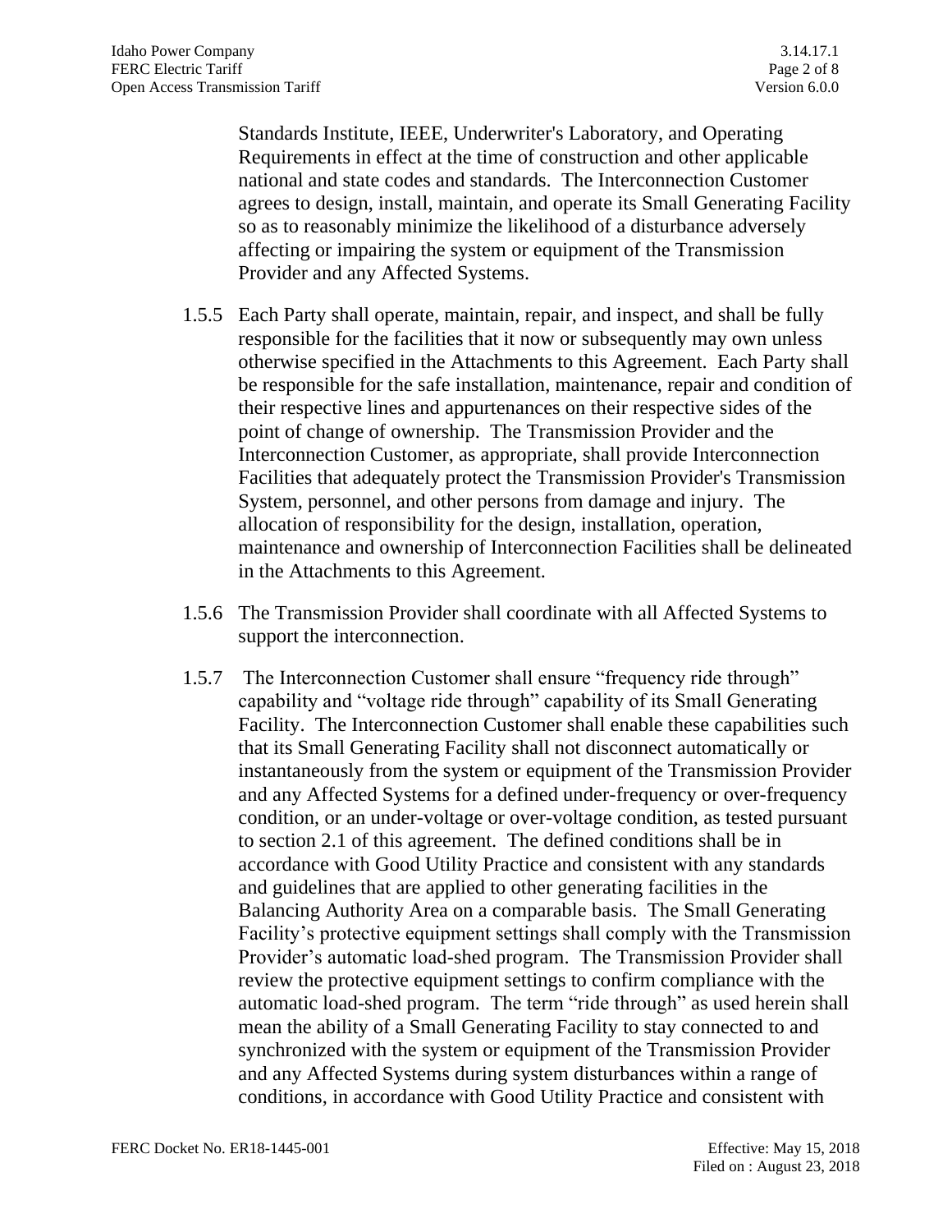Standards Institute, IEEE, Underwriter's Laboratory, and Operating Requirements in effect at the time of construction and other applicable national and state codes and standards. The Interconnection Customer agrees to design, install, maintain, and operate its Small Generating Facility so as to reasonably minimize the likelihood of a disturbance adversely affecting or impairing the system or equipment of the Transmission Provider and any Affected Systems.

1.5.5 Each Party shall operate, maintain, repair, and inspect, and shall be fully responsible for the facilities that it now or subsequently may own unless otherwise specified in the Attachments to this Agreement. Each Party shall be responsible for the safe installation, maintenance, repair and condition of their respective lines and appurtenances on their respective sides of the point of change of ownership. The Transmission Provider and the Interconnection Customer, as appropriate, shall provide Interconnection Facilities that adequately protect the Transmission Provider's Transmission System, personnel, and other persons from damage and injury. The allocation of responsibility for the design, installation, operation, maintenance and ownership of Interconnection Facilities shall be delineated in the Attachments to this Agreement.

1.5.6 The Transmission Provider shall coordinate with all Affected Systems to support the interconnection.

1.5.7 The Interconnection Customer shall ensure "frequency ride through" capability and "voltage ride through" capability of its Small Generating Facility. The Interconnection Customer shall enable these capabilities such that its Small Generating Facility shall not disconnect automatically or instantaneously from the system or equipment of the Transmission Provider and any Affected Systems for a defined under-frequency or over-frequency condition, or an under-voltage or over-voltage condition, as tested pursuant to section 2.1 of this agreement. The defined conditions shall be in accordance with Good Utility Practice and consistent with any standards and guidelines that are applied to other generating facilities in the Balancing Authority Area on a comparable basis. The Small Generating Facility's protective equipment settings shall comply with the Transmission Provider's automatic load-shed program. The Transmission Provider shall review the protective equipment settings to confirm compliance with the automatic load-shed program. The term "ride through" as used herein shall mean the ability of a Small Generating Facility to stay connected to and synchronized with the system or equipment of the Transmission Provider and any Affected Systems during system disturbances within a range of conditions, in accordance with Good Utility Practice and consistent with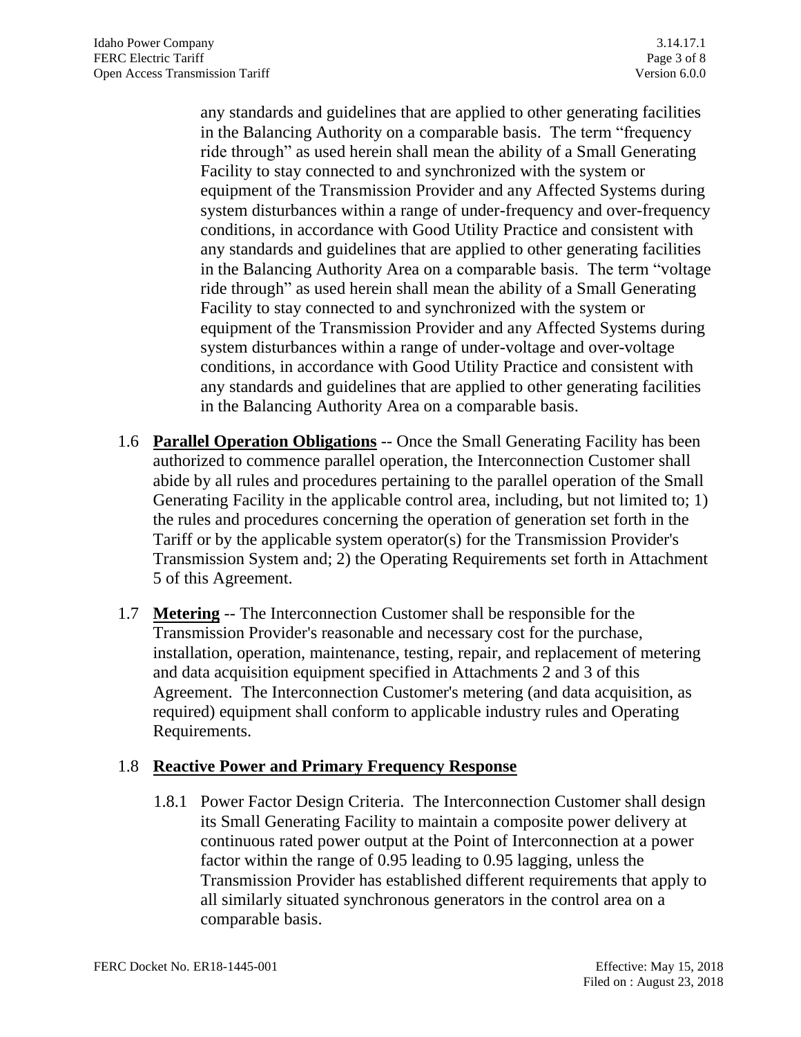any standards and guidelines that are applied to other generating facilities in the Balancing Authority on a comparable basis. The term "frequency ride through" as used herein shall mean the ability of a Small Generating Facility to stay connected to and synchronized with the system or equipment of the Transmission Provider and any Affected Systems during system disturbances within a range of under-frequency and over-frequency conditions, in accordance with Good Utility Practice and consistent with any standards and guidelines that are applied to other generating facilities in the Balancing Authority Area on a comparable basis. The term "voltage ride through" as used herein shall mean the ability of a Small Generating Facility to stay connected to and synchronized with the system or equipment of the Transmission Provider and any Affected Systems during system disturbances within a range of under-voltage and over-voltage conditions, in accordance with Good Utility Practice and consistent with any standards and guidelines that are applied to other generating facilities in the Balancing Authority Area on a comparable basis.

1.6 **Parallel Operation Obligations** -- Once the Small Generating Facility has been authorized to commence parallel operation, the Interconnection Customer shall abide by all rules and procedures pertaining to the parallel operation of the Small Generating Facility in the applicable control area, including, but not limited to; 1) the rules and procedures concerning the operation of generation set forth in the Tariff or by the applicable system operator(s) for the Transmission Provider's Transmission System and; 2) the Operating Requirements set forth in Attachment 5 of this Agreement.

1.7 **Metering** -- The Interconnection Customer shall be responsible for the Transmission Provider's reasonable and necessary cost for the purchase, installation, operation, maintenance, testing, repair, and replacement of metering and data acquisition equipment specified in Attachments 2 and 3 of this Agreement. The Interconnection Customer's metering (and data acquisition, as required) equipment shall conform to applicable industry rules and Operating Requirements.

1.8 **Reactive Power and Primary Frequency Response**

1.8.1 Power Factor Design Criteria. The Interconnection Customer shall design its Small Generating Facility to maintain a composite power delivery at continuous rated power output at the Point of Interconnection at a power factor within the range of 0.95 leading to 0.95 lagging, unless the Transmission Provider has established different requirements that apply to all similarly situated synchronous generators in the control area on a comparable basis.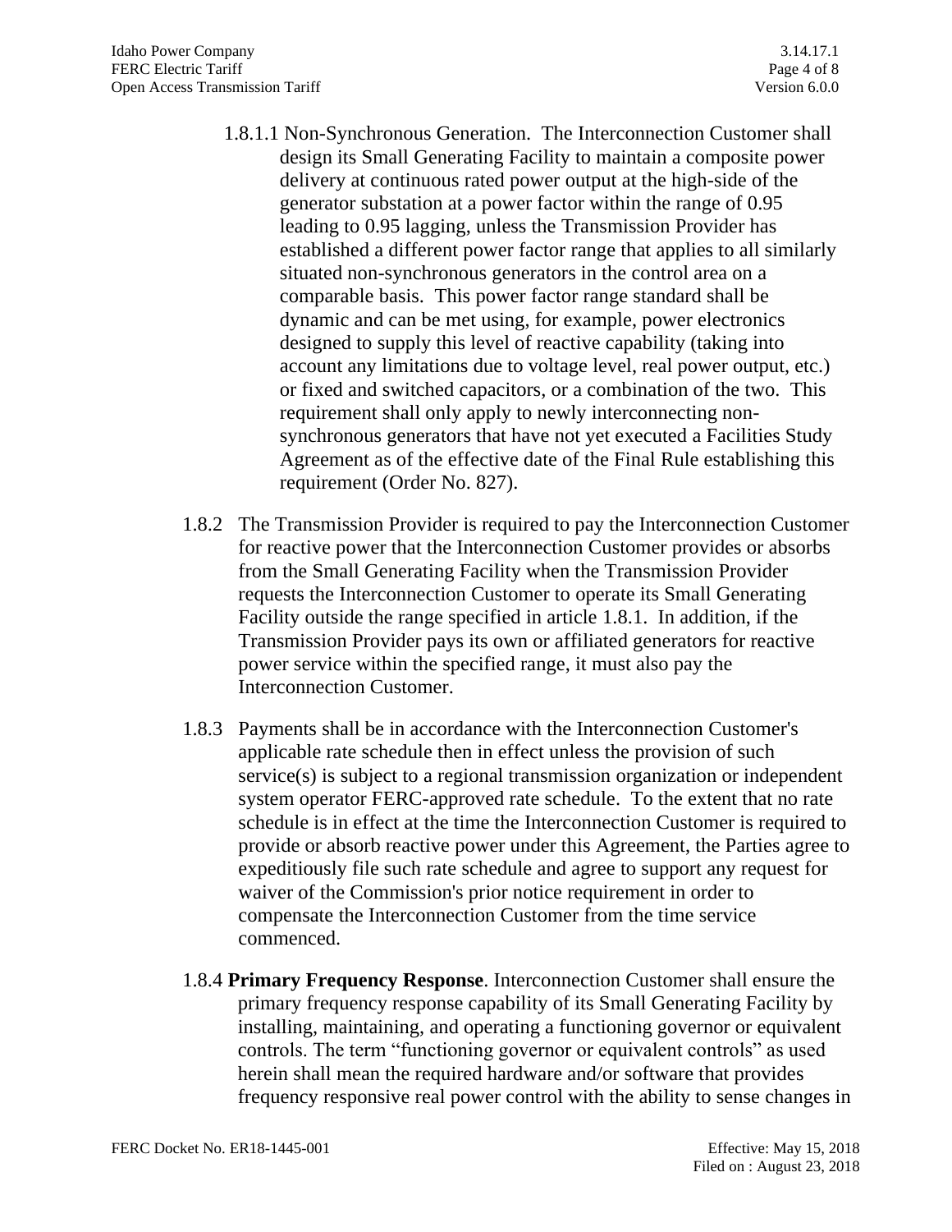1.8.1.1 Non-Synchronous Generation. The Interconnection Customer shall design its Small Generating Facility to maintain a composite power delivery at continuous rated power output at the high-side of the generator substation at a power factor within the range of 0.95 leading to 0.95 lagging, unless the Transmission Provider has established a different power factor range that applies to all similarly situated non-synchronous generators in the control area on a comparable basis. This power factor range standard shall be dynamic and can be met using, for example, power electronics designed to supply this level of reactive capability (taking into account any limitations due to voltage level, real power output, etc.) or fixed and switched capacitors, or a combination of the two. This requirement shall only apply to newly interconnecting non-synchronous generators that have not yet executed a Facilities Study Agreement as of the effective date of the Final Rule establishing this requirement (Order No. 827).

1.8.2 The Transmission Provider is required to pay the Interconnection Customer for reactive power that the Interconnection Customer provides or absorbs from the Small Generating Facility when the Transmission Provider requests the Interconnection Customer to operate its Small Generating Facility outside the range specified in article 1.8.1. In addition, if the Transmission Provider pays its own or affiliated generators for reactive power service within the specified range, it must also pay the Interconnection Customer.

1.8.3 Payments shall be in accordance with the Interconnection Customer's applicable rate schedule then in effect unless the provision of such service(s) is subject to a regional transmission organization or independent system operator FERC-approved rate schedule. To the extent that no rate schedule is in effect at the time the Interconnection Customer is required to provide or absorb reactive power under this Agreement, the Parties agree to expeditiously file such rate schedule and agree to support any request for waiver of the Commission's prior notice requirement in order to compensate the Interconnection Customer from the time service commenced.

1.8.4 **Primary Frequency Response**. Interconnection Customer shall ensure the primary frequency response capability of its Small Generating Facility by installing, maintaining, and operating a functioning governor or equivalent controls. The term "functioning governor or equivalent controls" as used herein shall mean the required hardware and/or software that provides frequency responsive real power control with the ability to sense changes in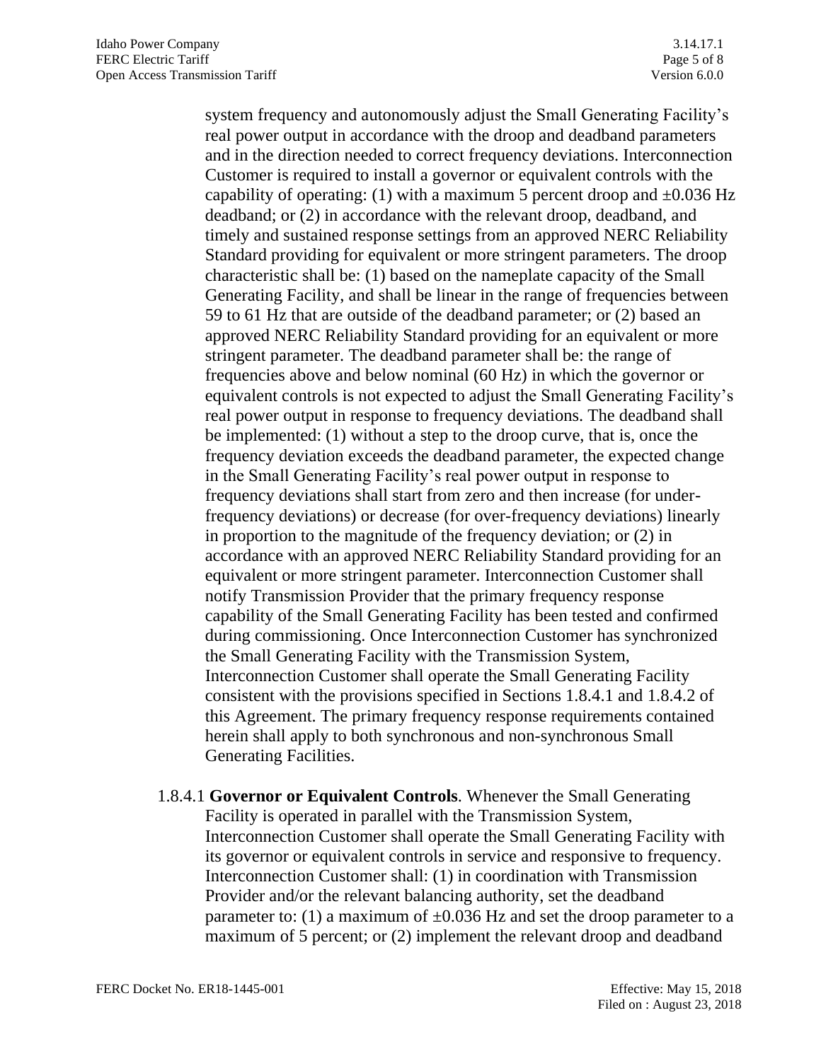system frequency and autonomously adjust the Small Generating Facility's real power output in accordance with the droop and deadband parameters and in the direction needed to correct frequency deviations. Interconnection Customer is required to install a governor or equivalent controls with the capability of operating: (1) with a maximum 5 percent droop and ±0.036 Hz deadband; or (2) in accordance with the relevant droop, deadband, and timely and sustained response settings from an approved NERC Reliability Standard providing for equivalent or more stringent parameters. The droop characteristic shall be: (1) based on the nameplate capacity of the Small Generating Facility, and shall be linear in the range of frequencies between 59 to 61 Hz that are outside of the deadband parameter; or (2) based an approved NERC Reliability Standard providing for an equivalent or more stringent parameter. The deadband parameter shall be: the range of frequencies above and below nominal (60 Hz) in which the governor or equivalent controls is not expected to adjust the Small Generating Facility's real power output in response to frequency deviations. The deadband shall be implemented: (1) without a step to the droop curve, that is, once the frequency deviation exceeds the deadband parameter, the expected change in the Small Generating Facility's real power output in response to frequency deviations shall start from zero and then increase (for under-frequency deviations) or decrease (for over-frequency deviations) linearly in proportion to the magnitude of the frequency deviation; or (2) in accordance with an approved NERC Reliability Standard providing for an equivalent or more stringent parameter. Interconnection Customer shall notify Transmission Provider that the primary frequency response capability of the Small Generating Facility has been tested and confirmed during commissioning. Once Interconnection Customer has synchronized the Small Generating Facility with the Transmission System, Interconnection Customer shall operate the Small Generating Facility consistent with the provisions specified in Sections 1.8.4.1 and 1.8.4.2 of this Agreement. The primary frequency response requirements contained herein shall apply to both synchronous and non-synchronous Small Generating Facilities.

1.8.4.1 **Governor or Equivalent Controls**. Whenever the Small Generating Facility is operated in parallel with the Transmission System, Interconnection Customer shall operate the Small Generating Facility with its governor or equivalent controls in service and responsive to frequency. Interconnection Customer shall: (1) in coordination with Transmission Provider and/or the relevant balancing authority, set the deadband parameter to: (1) a maximum of ±0.036 Hz and set the droop parameter to a maximum of 5 percent; or (2) implement the relevant droop and deadband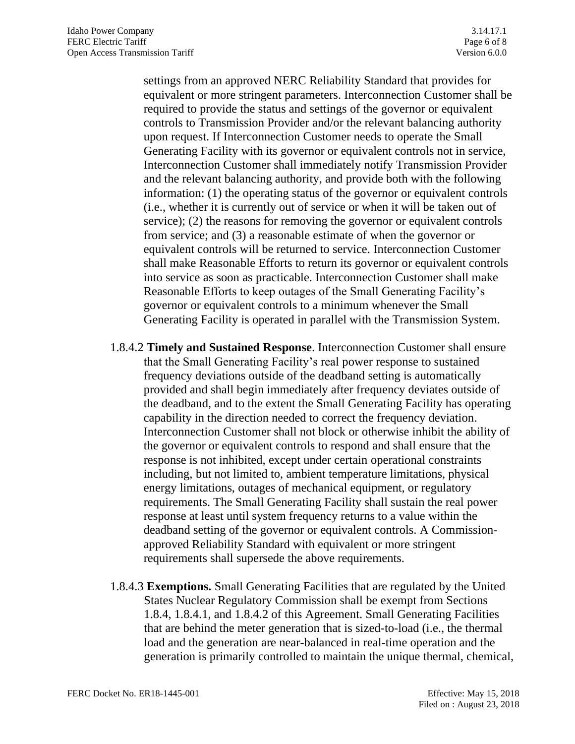settings from an approved NERC Reliability Standard that provides for equivalent or more stringent parameters. Interconnection Customer shall be required to provide the status and settings of the governor or equivalent controls to Transmission Provider and/or the relevant balancing authority upon request. If Interconnection Customer needs to operate the Small Generating Facility with its governor or equivalent controls not in service, Interconnection Customer shall immediately notify Transmission Provider and the relevant balancing authority, and provide both with the following information: (1) the operating status of the governor or equivalent controls (i.e., whether it is currently out of service or when it will be taken out of service); (2) the reasons for removing the governor or equivalent controls from service; and (3) a reasonable estimate of when the governor or equivalent controls will be returned to service. Interconnection Customer shall make Reasonable Efforts to return its governor or equivalent controls into service as soon as practicable. Interconnection Customer shall make Reasonable Efforts to keep outages of the Small Generating Facility's governor or equivalent controls to a minimum whenever the Small Generating Facility is operated in parallel with the Transmission System.

1.8.4.2 **Timely and Sustained Response**. Interconnection Customer shall ensure that the Small Generating Facility's real power response to sustained frequency deviations outside of the deadband setting is automatically provided and shall begin immediately after frequency deviates outside of the deadband, and to the extent the Small Generating Facility has operating capability in the direction needed to correct the frequency deviation. Interconnection Customer shall not block or otherwise inhibit the ability of the governor or equivalent controls to respond and shall ensure that the response is not inhibited, except under certain operational constraints including, but not limited to, ambient temperature limitations, physical energy limitations, outages of mechanical equipment, or regulatory requirements. The Small Generating Facility shall sustain the real power response at least until system frequency returns to a value within the deadband setting of the governor or equivalent controls. A Commission-approved Reliability Standard with equivalent or more stringent requirements shall supersede the above requirements.

1.8.4.3 **Exemptions.** Small Generating Facilities that are regulated by the United States Nuclear Regulatory Commission shall be exempt from Sections 1.8.4, 1.8.4.1, and 1.8.4.2 of this Agreement. Small Generating Facilities that are behind the meter generation that is sized-to-load (i.e., the thermal load and the generation are near-balanced in real-time operation and the generation is primarily controlled to maintain the unique thermal, chemical,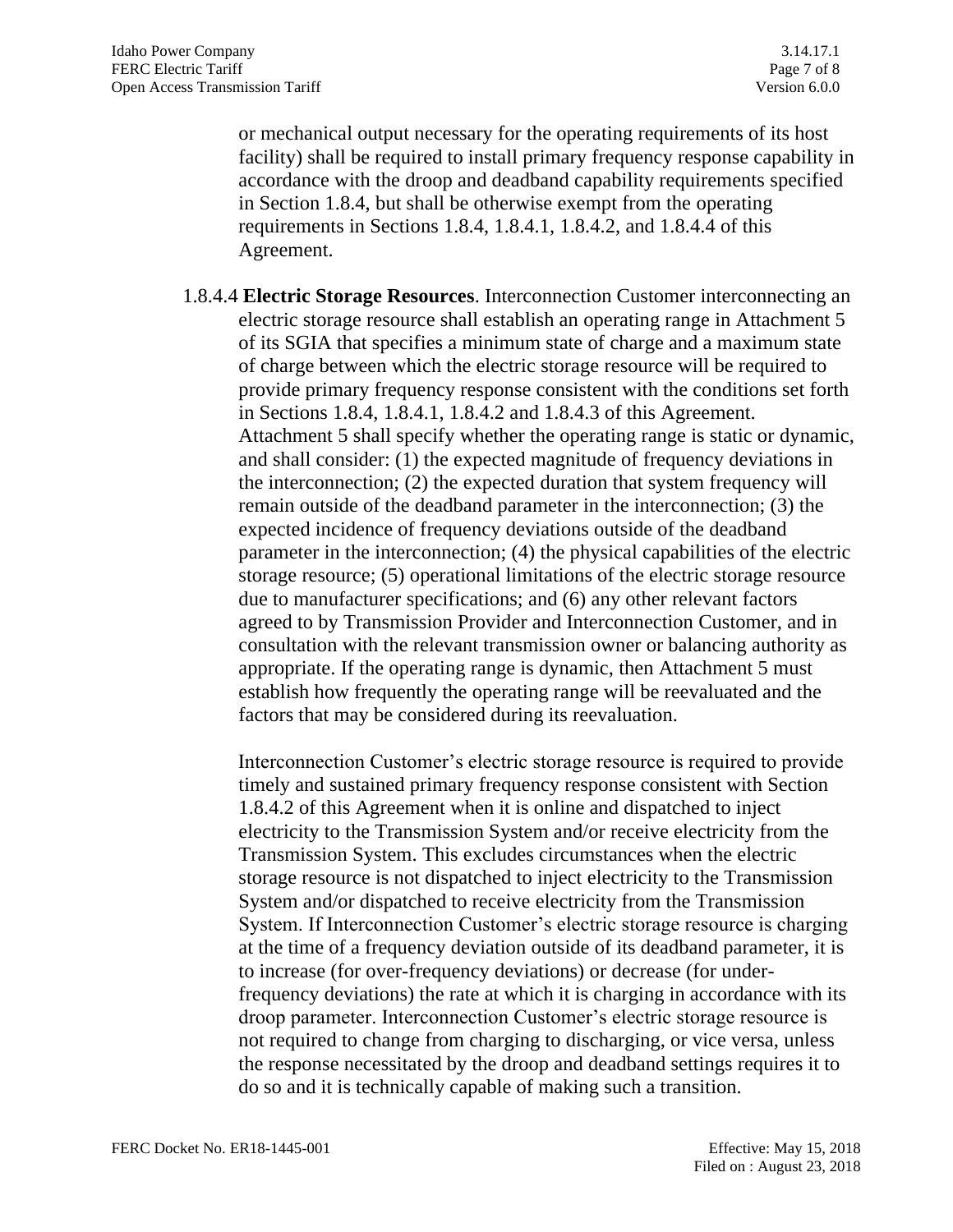or mechanical output necessary for the operating requirements of its host facility) shall be required to install primary frequency response capability in accordance with the droop and deadband capability requirements specified in Section 1.8.4, but shall be otherwise exempt from the operating requirements in Sections 1.8.4, 1.8.4.1, 1.8.4.2, and 1.8.4.4 of this Agreement.

1.8.4.4 **Electric Storage Resources**. Interconnection Customer interconnecting an electric storage resource shall establish an operating range in Attachment 5 of its SGIA that specifies a minimum state of charge and a maximum state of charge between which the electric storage resource will be required to provide primary frequency response consistent with the conditions set forth in Sections 1.8.4, 1.8.4.1, 1.8.4.2 and 1.8.4.3 of this Agreement. Attachment 5 shall specify whether the operating range is static or dynamic, and shall consider: (1) the expected magnitude of frequency deviations in the interconnection; (2) the expected duration that system frequency will remain outside of the deadband parameter in the interconnection; (3) the expected incidence of frequency deviations outside of the deadband parameter in the interconnection; (4) the physical capabilities of the electric storage resource; (5) operational limitations of the electric storage resource due to manufacturer specifications; and (6) any other relevant factors agreed to by Transmission Provider and Interconnection Customer, and in consultation with the relevant transmission owner or balancing authority as appropriate. If the operating range is dynamic, then Attachment 5 must establish how frequently the operating range will be reevaluated and the factors that may be considered during its reevaluation.

Interconnection Customer's electric storage resource is required to provide timely and sustained primary frequency response consistent with Section 1.8.4.2 of this Agreement when it is online and dispatched to inject electricity to the Transmission System and/or receive electricity from the Transmission System. This excludes circumstances when the electric storage resource is not dispatched to inject electricity to the Transmission System and/or dispatched to receive electricity from the Transmission System. If Interconnection Customer's electric storage resource is charging at the time of a frequency deviation outside of its deadband parameter, it is to increase (for over-frequency deviations) or decrease (for under-frequency deviations) the rate at which it is charging in accordance with its droop parameter. Interconnection Customer's electric storage resource is not required to change from charging to discharging, or vice versa, unless the response necessitated by the droop and deadband settings requires it to do so and it is technically capable of making such a transition.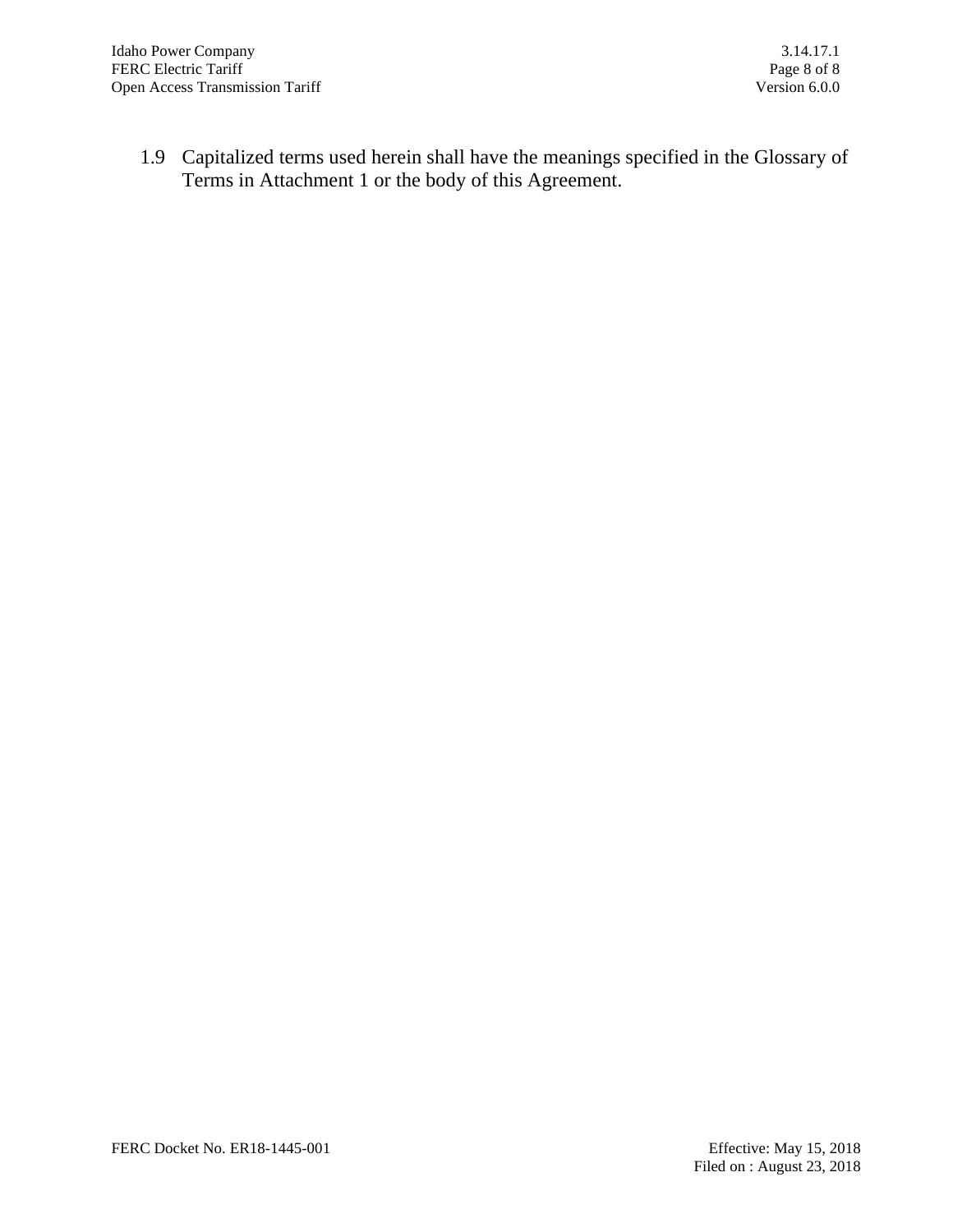1.9 Capitalized terms used herein shall have the meanings specified in the Glossary of Terms in Attachment 1 or the body of this Agreement.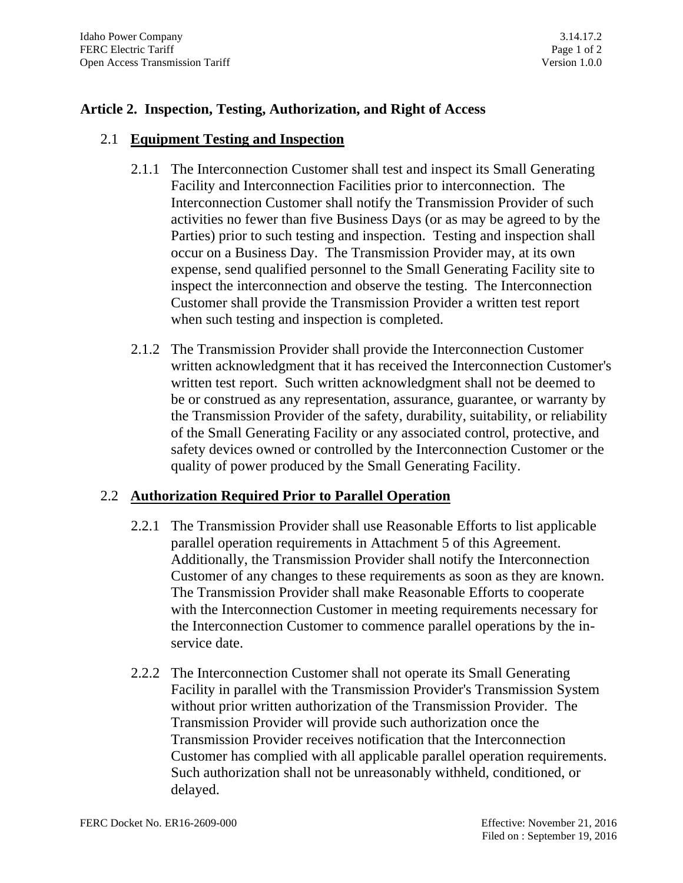## Article 2. Inspection, Testing, Authorization, and Right of Access

### 2.1 **Equipment Testing and Inspection**

2.1.1 The Interconnection Customer shall test and inspect its Small Generating Facility and Interconnection Facilities prior to interconnection. The Interconnection Customer shall notify the Transmission Provider of such activities no fewer than five Business Days (or as may be agreed to by the Parties) prior to such testing and inspection. Testing and inspection shall occur on a Business Day. The Transmission Provider may, at its own expense, send qualified personnel to the Small Generating Facility site to inspect the interconnection and observe the testing. The Interconnection Customer shall provide the Transmission Provider a written test report when such testing and inspection is completed.

2.1.2 The Transmission Provider shall provide the Interconnection Customer written acknowledgment that it has received the Interconnection Customer's written test report. Such written acknowledgment shall not be deemed to be or construed as any representation, assurance, guarantee, or warranty by the Transmission Provider of the safety, durability, suitability, or reliability of the Small Generating Facility or any associated control, protective, and safety devices owned or controlled by the Interconnection Customer or the quality of power produced by the Small Generating Facility.

### 2.2 **Authorization Required Prior to Parallel Operation**

2.2.1 The Transmission Provider shall use Reasonable Efforts to list applicable parallel operation requirements in Attachment 5 of this Agreement. Additionally, the Transmission Provider shall notify the Interconnection Customer of any changes to these requirements as soon as they are known. The Transmission Provider shall make Reasonable Efforts to cooperate with the Interconnection Customer in meeting requirements necessary for the Interconnection Customer to commence parallel operations by the in-service date.

2.2.2 The Interconnection Customer shall not operate its Small Generating Facility in parallel with the Transmission Provider's Transmission System without prior written authorization of the Transmission Provider. The Transmission Provider will provide such authorization once the Transmission Provider receives notification that the Interconnection Customer has complied with all applicable parallel operation requirements. Such authorization shall not be unreasonably withheld, conditioned, or delayed.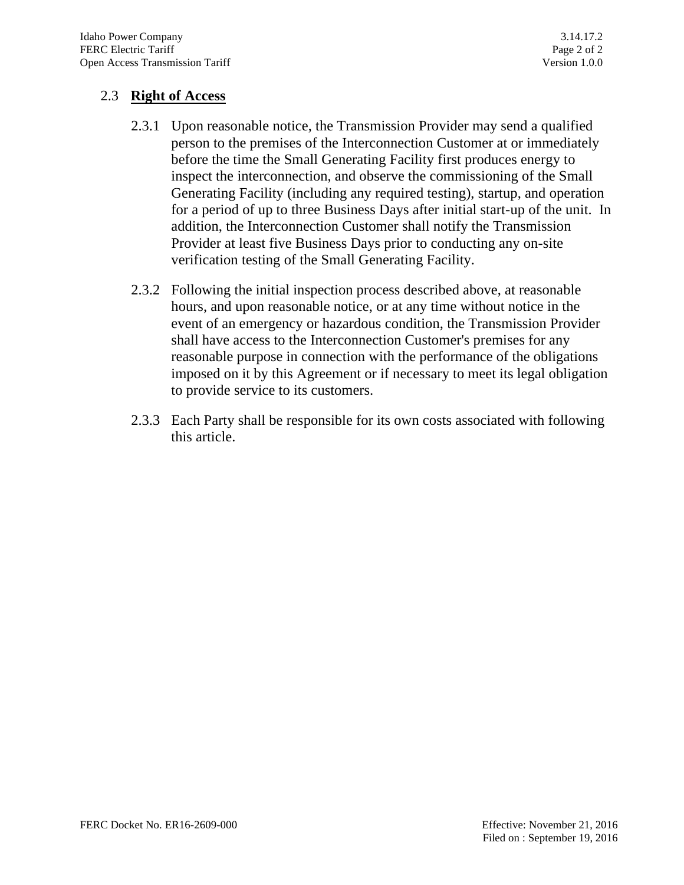## 2.3 **Right of Access**

2.3.1 Upon reasonable notice, the Transmission Provider may send a qualified person to the premises of the Interconnection Customer at or immediately before the time the Small Generating Facility first produces energy to inspect the interconnection, and observe the commissioning of the Small Generating Facility (including any required testing), startup, and operation for a period of up to three Business Days after initial start-up of the unit. In addition, the Interconnection Customer shall notify the Transmission Provider at least five Business Days prior to conducting any on-site verification testing of the Small Generating Facility.

2.3.2 Following the initial inspection process described above, at reasonable hours, and upon reasonable notice, or at any time without notice in the event of an emergency or hazardous condition, the Transmission Provider shall have access to the Interconnection Customer's premises for any reasonable purpose in connection with the performance of the obligations imposed on it by this Agreement or if necessary to meet its legal obligation to provide service to its customers.

2.3.3 Each Party shall be responsible for its own costs associated with following this article.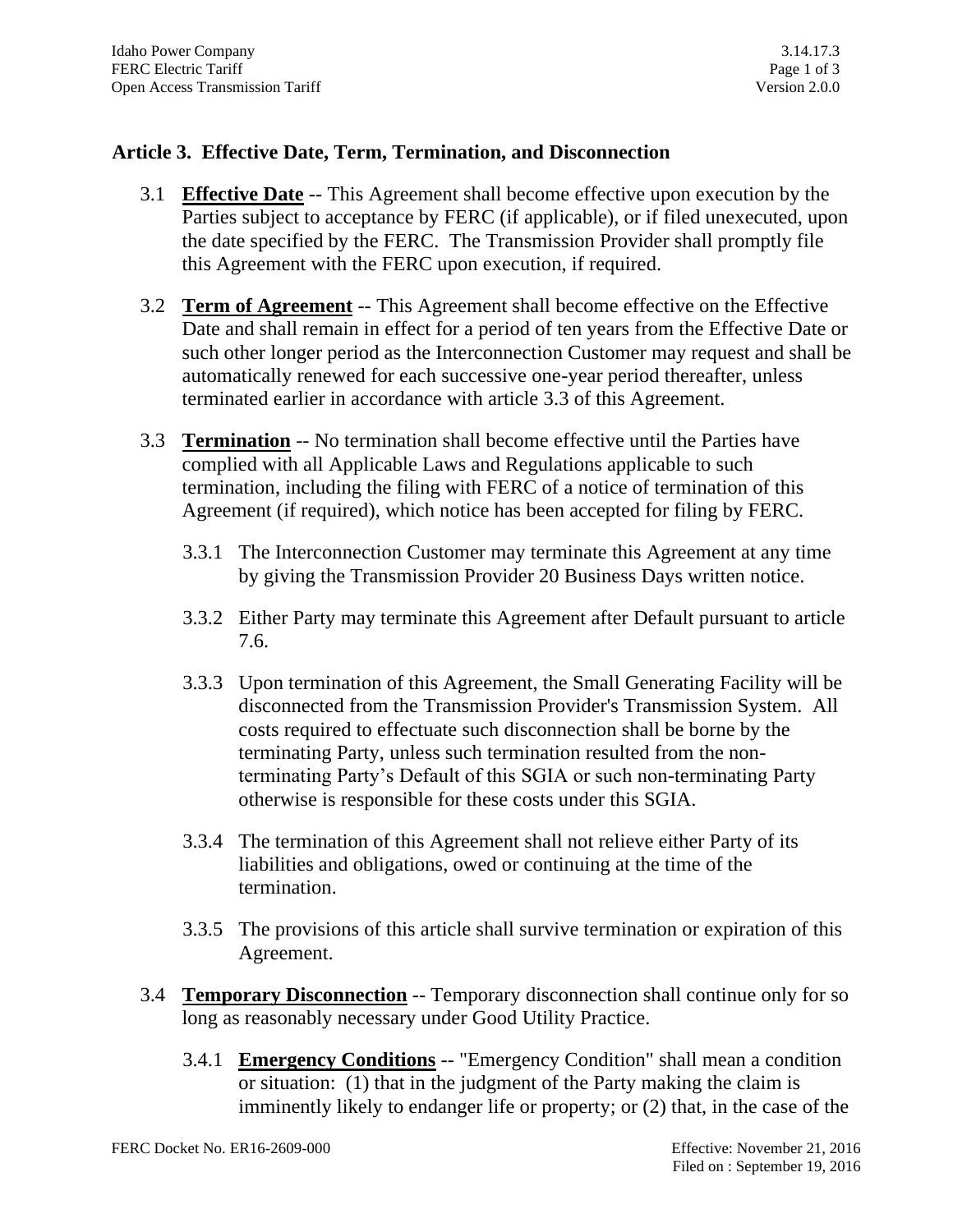## Article 3. Effective Date, Term, Termination, and Disconnection

3.1 **Effective Date** -- This Agreement shall become effective upon execution by the Parties subject to acceptance by FERC (if applicable), or if filed unexecuted, upon the date specified by the FERC. The Transmission Provider shall promptly file this Agreement with the FERC upon execution, if required.

3.2 **Term of Agreement** -- This Agreement shall become effective on the Effective Date and shall remain in effect for a period of ten years from the Effective Date or such other longer period as the Interconnection Customer may request and shall be automatically renewed for each successive one-year period thereafter, unless terminated earlier in accordance with article 3.3 of this Agreement.

3.3 **Termination** -- No termination shall become effective until the Parties have complied with all Applicable Laws and Regulations applicable to such termination, including the filing with FERC of a notice of termination of this Agreement (if required), which notice has been accepted for filing by FERC.

3.3.1 The Interconnection Customer may terminate this Agreement at any time by giving the Transmission Provider 20 Business Days written notice.

3.3.2 Either Party may terminate this Agreement after Default pursuant to article 7.6.

3.3.3 Upon termination of this Agreement, the Small Generating Facility will be disconnected from the Transmission Provider's Transmission System. All costs required to effectuate such disconnection shall be borne by the terminating Party, unless such termination resulted from the non-terminating Party's Default of this SGIA or such non-terminating Party otherwise is responsible for these costs under this SGIA.

3.3.4 The termination of this Agreement shall not relieve either Party of its liabilities and obligations, owed or continuing at the time of the termination.

3.3.5 The provisions of this article shall survive termination or expiration of this Agreement.

3.4 **Temporary Disconnection** -- Temporary disconnection shall continue only for so long as reasonably necessary under Good Utility Practice.

3.4.1 **Emergency Conditions** -- "Emergency Condition" shall mean a condition or situation: (1) that in the judgment of the Party making the claim is imminently likely to endanger life or property; or (2) that, in the case of the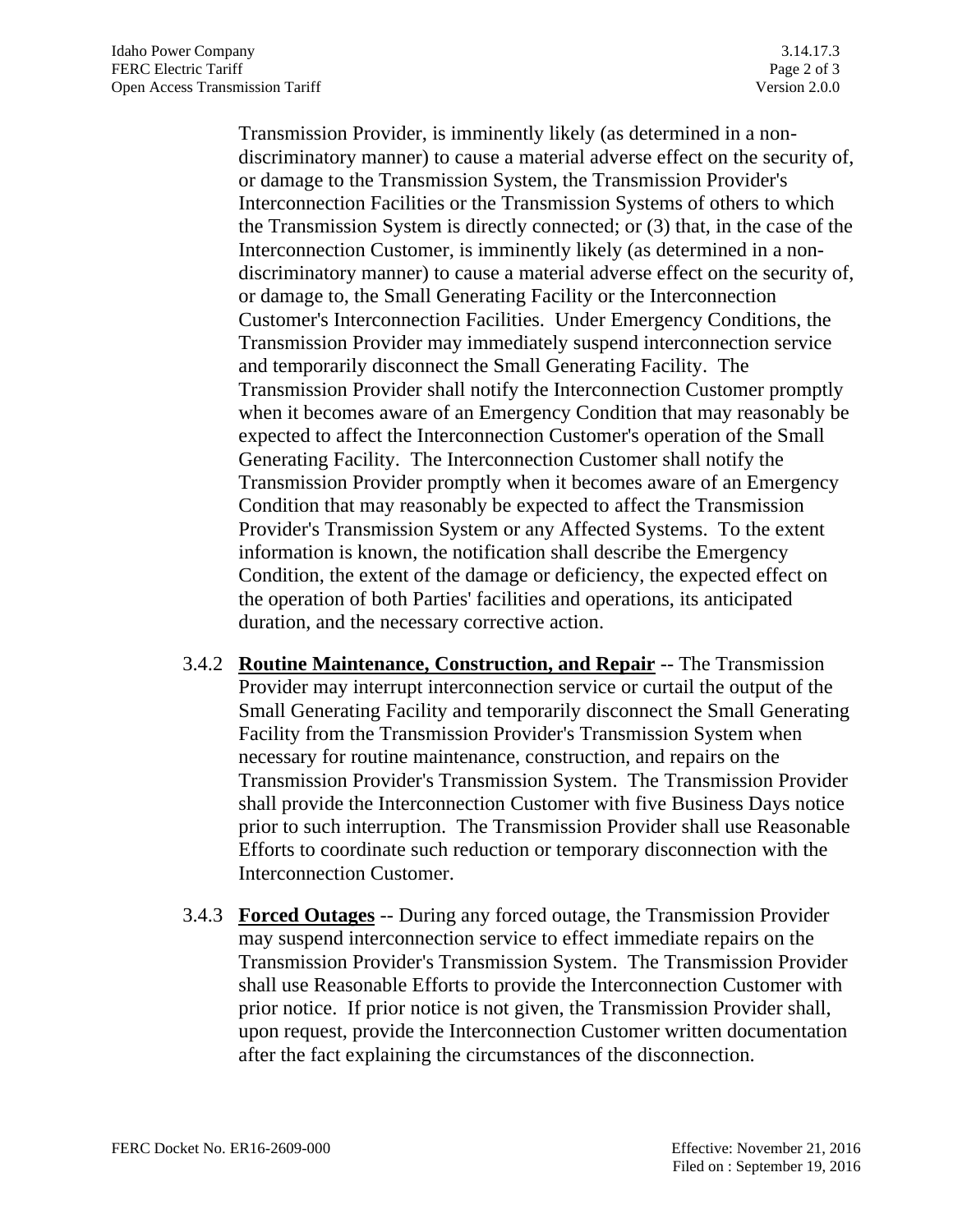Transmission Provider, is imminently likely (as determined in a non-discriminatory manner) to cause a material adverse effect on the security of, or damage to the Transmission System, the Transmission Provider's Interconnection Facilities or the Transmission Systems of others to which the Transmission System is directly connected; or (3) that, in the case of the Interconnection Customer, is imminently likely (as determined in a non-discriminatory manner) to cause a material adverse effect on the security of, or damage to, the Small Generating Facility or the Interconnection Customer's Interconnection Facilities. Under Emergency Conditions, the Transmission Provider may immediately suspend interconnection service and temporarily disconnect the Small Generating Facility. The Transmission Provider shall notify the Interconnection Customer promptly when it becomes aware of an Emergency Condition that may reasonably be expected to affect the Interconnection Customer's operation of the Small Generating Facility. The Interconnection Customer shall notify the Transmission Provider promptly when it becomes aware of an Emergency Condition that may reasonably be expected to affect the Transmission Provider's Transmission System or any Affected Systems. To the extent information is known, the notification shall describe the Emergency Condition, the extent of the damage or deficiency, the expected effect on the operation of both Parties' facilities and operations, its anticipated duration, and the necessary corrective action.

3.4.2 **Routine Maintenance, Construction, and Repair** -- The Transmission Provider may interrupt interconnection service or curtail the output of the Small Generating Facility and temporarily disconnect the Small Generating Facility from the Transmission Provider's Transmission System when necessary for routine maintenance, construction, and repairs on the Transmission Provider's Transmission System. The Transmission Provider shall provide the Interconnection Customer with five Business Days notice prior to such interruption. The Transmission Provider shall use Reasonable Efforts to coordinate such reduction or temporary disconnection with the Interconnection Customer.

3.4.3 **Forced Outages** -- During any forced outage, the Transmission Provider may suspend interconnection service to effect immediate repairs on the Transmission Provider's Transmission System. The Transmission Provider shall use Reasonable Efforts to provide the Interconnection Customer with prior notice. If prior notice is not given, the Transmission Provider shall, upon request, provide the Interconnection Customer written documentation after the fact explaining the circumstances of the disconnection.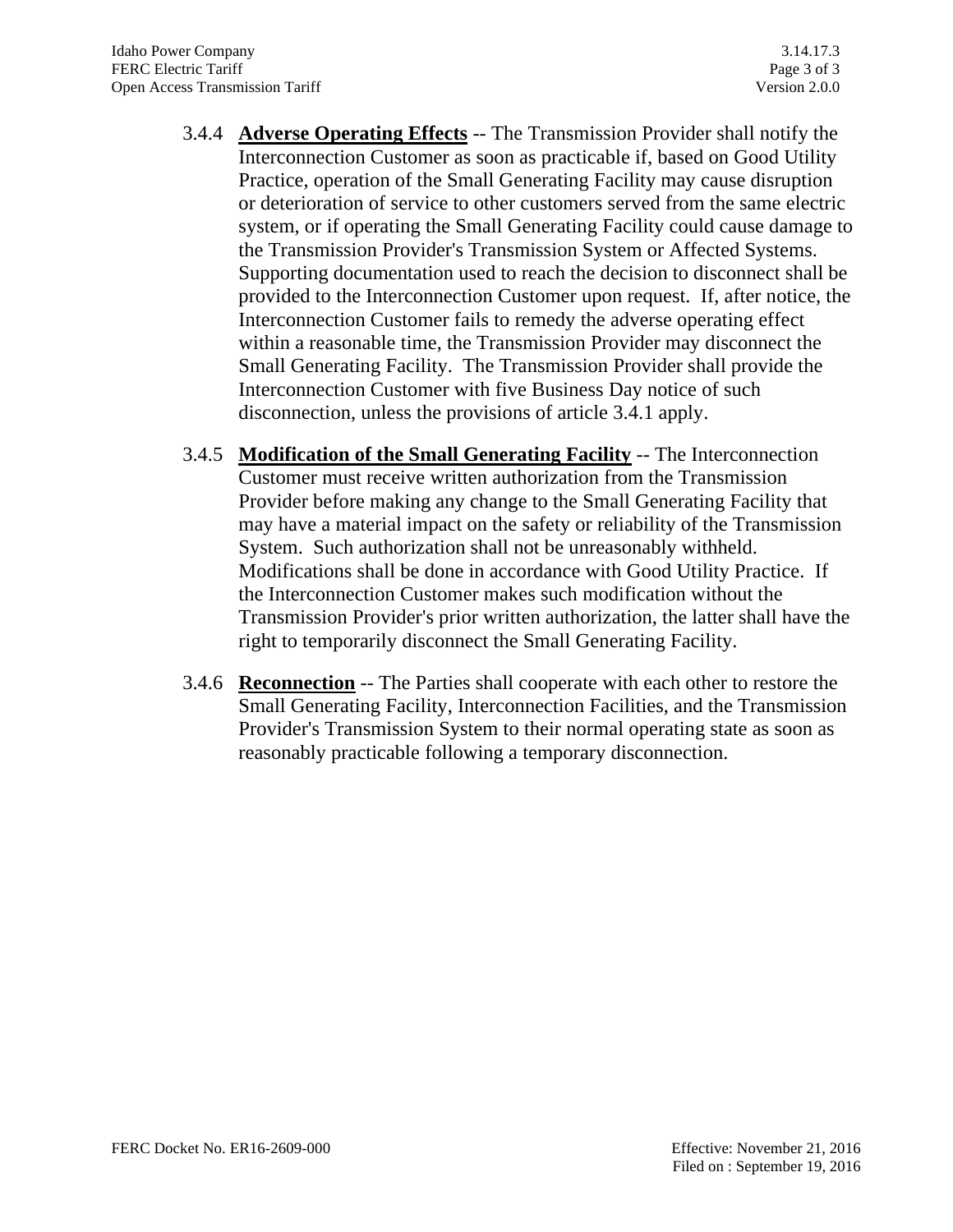3.4.4 **Adverse Operating Effects** -- The Transmission Provider shall notify the Interconnection Customer as soon as practicable if, based on Good Utility Practice, operation of the Small Generating Facility may cause disruption or deterioration of service to other customers served from the same electric system, or if operating the Small Generating Facility could cause damage to the Transmission Provider's Transmission System or Affected Systems. Supporting documentation used to reach the decision to disconnect shall be provided to the Interconnection Customer upon request. If, after notice, the Interconnection Customer fails to remedy the adverse operating effect within a reasonable time, the Transmission Provider may disconnect the Small Generating Facility. The Transmission Provider shall provide the Interconnection Customer with five Business Day notice of such disconnection, unless the provisions of article 3.4.1 apply.

3.4.5 **Modification of the Small Generating Facility** -- The Interconnection Customer must receive written authorization from the Transmission Provider before making any change to the Small Generating Facility that may have a material impact on the safety or reliability of the Transmission System. Such authorization shall not be unreasonably withheld. Modifications shall be done in accordance with Good Utility Practice. If the Interconnection Customer makes such modification without the Transmission Provider's prior written authorization, the latter shall have the right to temporarily disconnect the Small Generating Facility.

3.4.6 **Reconnection** -- The Parties shall cooperate with each other to restore the Small Generating Facility, Interconnection Facilities, and the Transmission Provider's Transmission System to their normal operating state as soon as reasonably practicable following a temporary disconnection.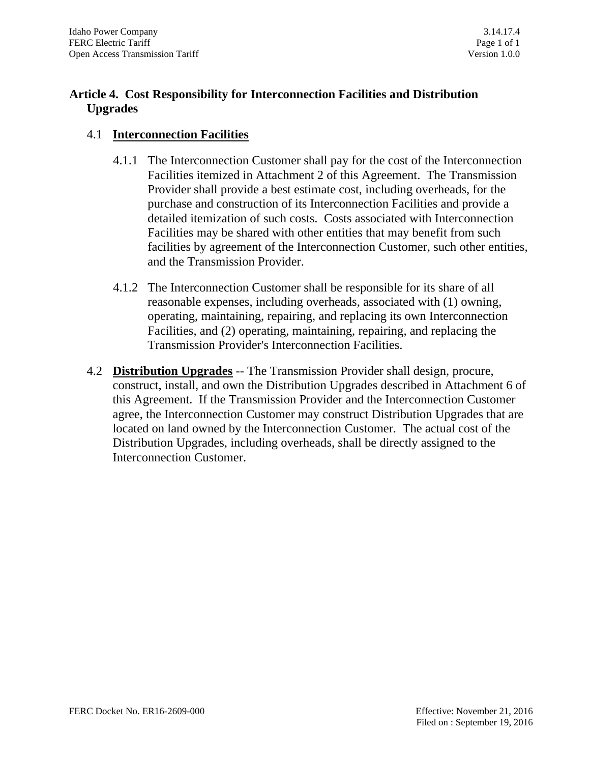## Article 4. Cost Responsibility for Interconnection Facilities and Distribution Upgrades

### 4.1 Interconnection Facilities

4.1.1 The Interconnection Customer shall pay for the cost of the Interconnection Facilities itemized in Attachment 2 of this Agreement. The Transmission Provider shall provide a best estimate cost, including overheads, for the purchase and construction of its Interconnection Facilities and provide a detailed itemization of such costs. Costs associated with Interconnection Facilities may be shared with other entities that may benefit from such facilities by agreement of the Interconnection Customer, such other entities, and the Transmission Provider.

4.1.2 The Interconnection Customer shall be responsible for its share of all reasonable expenses, including overheads, associated with (1) owning, operating, maintaining, repairing, and replacing its own Interconnection Facilities, and (2) operating, maintaining, repairing, and replacing the Transmission Provider's Interconnection Facilities.

4.2 **Distribution Upgrades** -- The Transmission Provider shall design, procure, construct, install, and own the Distribution Upgrades described in Attachment 6 of this Agreement. If the Transmission Provider and the Interconnection Customer agree, the Interconnection Customer may construct Distribution Upgrades that are located on land owned by the Interconnection Customer. The actual cost of the Distribution Upgrades, including overheads, shall be directly assigned to the Interconnection Customer.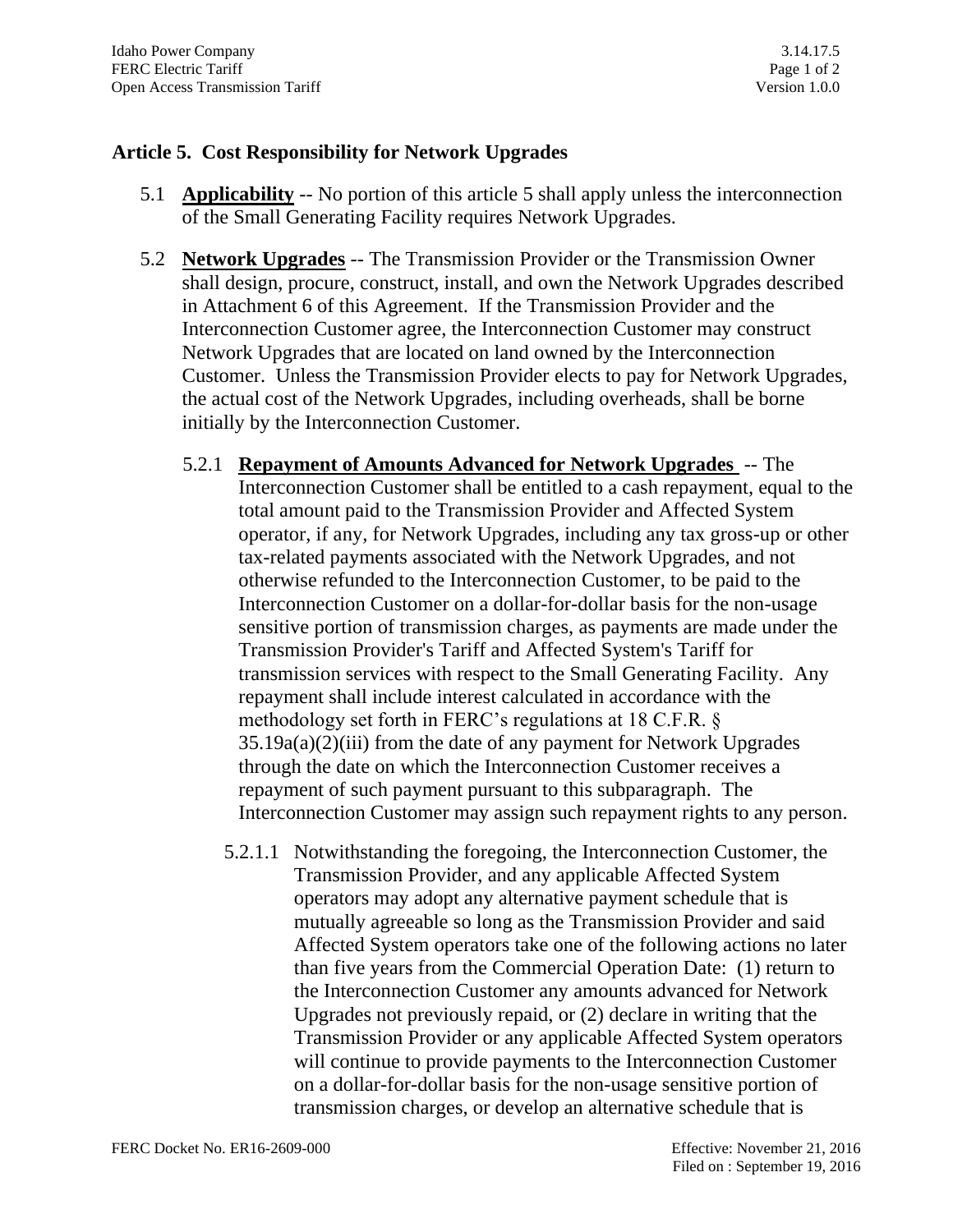## Article 5. Cost Responsibility for Network Upgrades

5.1 **Applicability** -- No portion of this article 5 shall apply unless the interconnection of the Small Generating Facility requires Network Upgrades.

5.2 **Network Upgrades** -- The Transmission Provider or the Transmission Owner shall design, procure, construct, install, and own the Network Upgrades described in Attachment 6 of this Agreement. If the Transmission Provider and the Interconnection Customer agree, the Interconnection Customer may construct Network Upgrades that are located on land owned by the Interconnection Customer. Unless the Transmission Provider elects to pay for Network Upgrades, the actual cost of the Network Upgrades, including overheads, shall be borne initially by the Interconnection Customer.

5.2.1 **Repayment of Amounts Advanced for Network Upgrades** -- The Interconnection Customer shall be entitled to a cash repayment, equal to the total amount paid to the Transmission Provider and Affected System operator, if any, for Network Upgrades, including any tax gross-up or other tax-related payments associated with the Network Upgrades, and not otherwise refunded to the Interconnection Customer, to be paid to the Interconnection Customer on a dollar-for-dollar basis for the non-usage sensitive portion of transmission charges, as payments are made under the Transmission Provider's Tariff and Affected System's Tariff for transmission services with respect to the Small Generating Facility. Any repayment shall include interest calculated in accordance with the methodology set forth in FERC's regulations at 18 C.F.R. § 35.19a(a)(2)(iii) from the date of any payment for Network Upgrades through the date on which the Interconnection Customer receives a repayment of such payment pursuant to this subparagraph. The Interconnection Customer may assign such repayment rights to any person.

5.2.1.1 Notwithstanding the foregoing, the Interconnection Customer, the Transmission Provider, and any applicable Affected System operators may adopt any alternative payment schedule that is mutually agreeable so long as the Transmission Provider and said Affected System operators take one of the following actions no later than five years from the Commercial Operation Date: (1) return to the Interconnection Customer any amounts advanced for Network Upgrades not previously repaid, or (2) declare in writing that the Transmission Provider or any applicable Affected System operators will continue to provide payments to the Interconnection Customer on a dollar-for-dollar basis for the non-usage sensitive portion of transmission charges, or develop an alternative schedule that is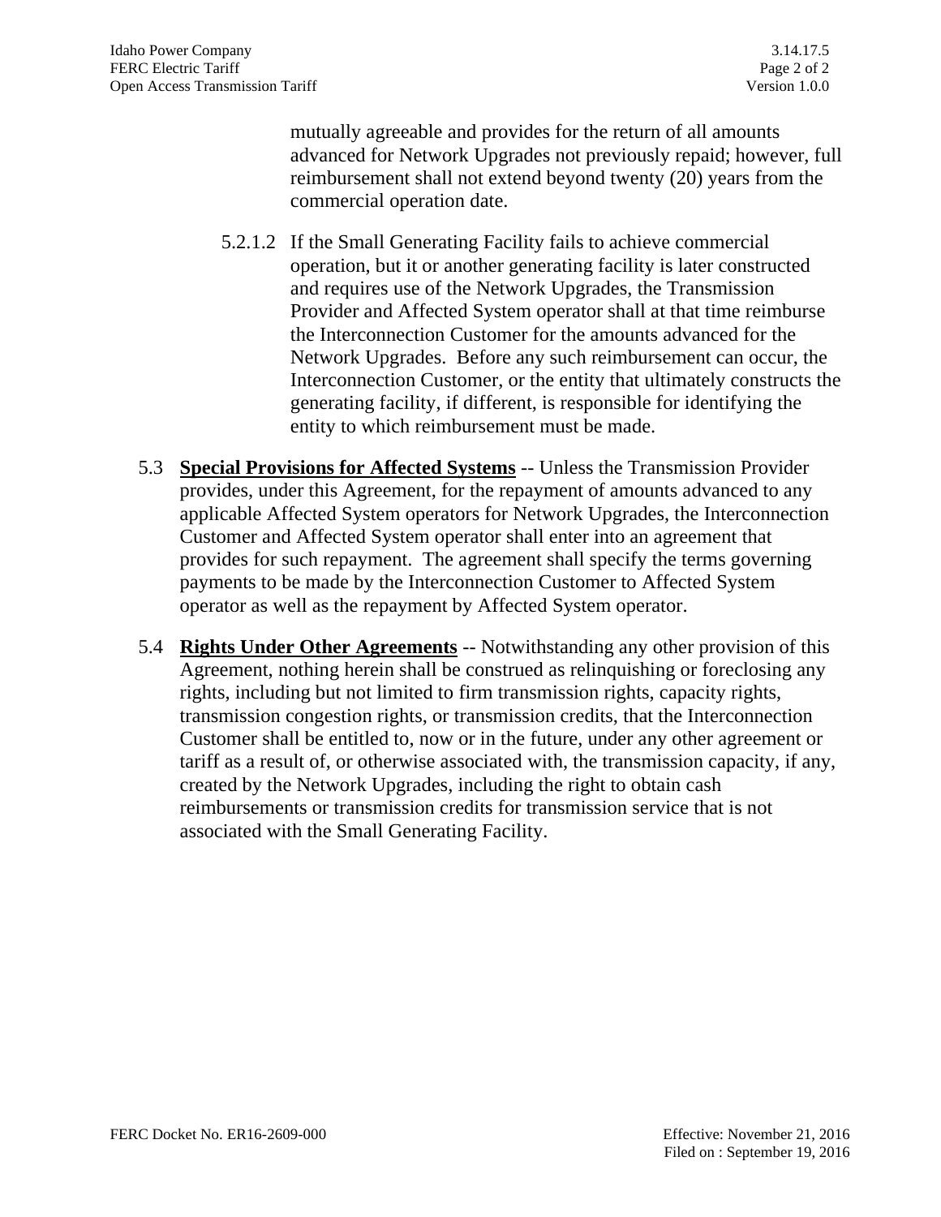mutually agreeable and provides for the return of all amounts advanced for Network Upgrades not previously repaid; however, full reimbursement shall not extend beyond twenty (20) years from the commercial operation date.

5.2.1.2 If the Small Generating Facility fails to achieve commercial operation, but it or another generating facility is later constructed and requires use of the Network Upgrades, the Transmission Provider and Affected System operator shall at that time reimburse the Interconnection Customer for the amounts advanced for the Network Upgrades. Before any such reimbursement can occur, the Interconnection Customer, or the entity that ultimately constructs the generating facility, if different, is responsible for identifying the entity to which reimbursement must be made.

5.3 **Special Provisions for Affected Systems** -- Unless the Transmission Provider provides, under this Agreement, for the repayment of amounts advanced to any applicable Affected System operators for Network Upgrades, the Interconnection Customer and Affected System operator shall enter into an agreement that provides for such repayment. The agreement shall specify the terms governing payments to be made by the Interconnection Customer to Affected System operator as well as the repayment by Affected System operator.

5.4 **Rights Under Other Agreements** -- Notwithstanding any other provision of this Agreement, nothing herein shall be construed as relinquishing or foreclosing any rights, including but not limited to firm transmission rights, capacity rights, transmission congestion rights, or transmission credits, that the Interconnection Customer shall be entitled to, now or in the future, under any other agreement or tariff as a result of, or otherwise associated with, the transmission capacity, if any, created by the Network Upgrades, including the right to obtain cash reimbursements or transmission credits for transmission service that is not associated with the Small Generating Facility.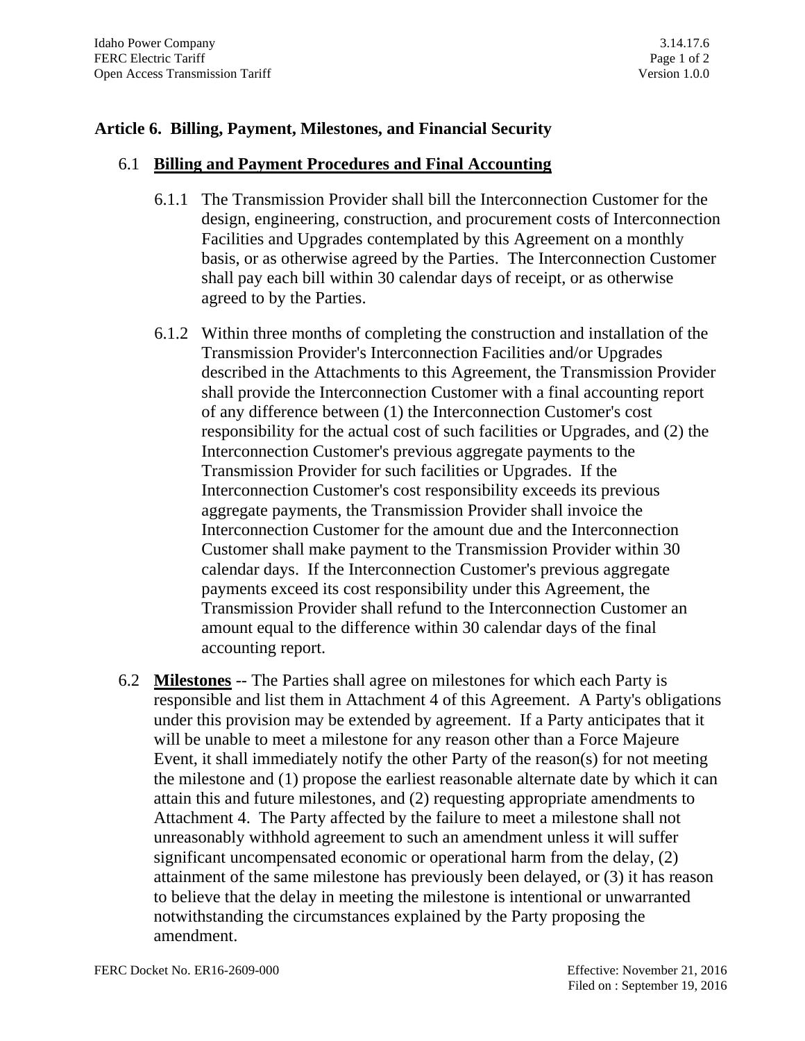## Article 6. Billing, Payment, Milestones, and Financial Security

### 6.1 Billing and Payment Procedures and Final Accounting

6.1.1 The Transmission Provider shall bill the Interconnection Customer for the design, engineering, construction, and procurement costs of Interconnection Facilities and Upgrades contemplated by this Agreement on a monthly basis, or as otherwise agreed by the Parties. The Interconnection Customer shall pay each bill within 30 calendar days of receipt, or as otherwise agreed to by the Parties.

6.1.2 Within three months of completing the construction and installation of the Transmission Provider's Interconnection Facilities and/or Upgrades described in the Attachments to this Agreement, the Transmission Provider shall provide the Interconnection Customer with a final accounting report of any difference between (1) the Interconnection Customer's cost responsibility for the actual cost of such facilities or Upgrades, and (2) the Interconnection Customer's previous aggregate payments to the Transmission Provider for such facilities or Upgrades. If the Interconnection Customer's cost responsibility exceeds its previous aggregate payments, the Transmission Provider shall invoice the Interconnection Customer for the amount due and the Interconnection Customer shall make payment to the Transmission Provider within 30 calendar days. If the Interconnection Customer's previous aggregate payments exceed its cost responsibility under this Agreement, the Transmission Provider shall refund to the Interconnection Customer an amount equal to the difference within 30 calendar days of the final accounting report.

6.2 **Milestones** -- The Parties shall agree on milestones for which each Party is responsible and list them in Attachment 4 of this Agreement. A Party's obligations under this provision may be extended by agreement. If a Party anticipates that it will be unable to meet a milestone for any reason other than a Force Majeure Event, it shall immediately notify the other Party of the reason(s) for not meeting the milestone and (1) propose the earliest reasonable alternate date by which it can attain this and future milestones, and (2) requesting appropriate amendments to Attachment 4. The Party affected by the failure to meet a milestone shall not unreasonably withhold agreement to such an amendment unless it will suffer significant uncompensated economic or operational harm from the delay, (2) attainment of the same milestone has previously been delayed, or (3) it has reason to believe that the delay in meeting the milestone is intentional or unwarranted notwithstanding the circumstances explained by the Party proposing the amendment.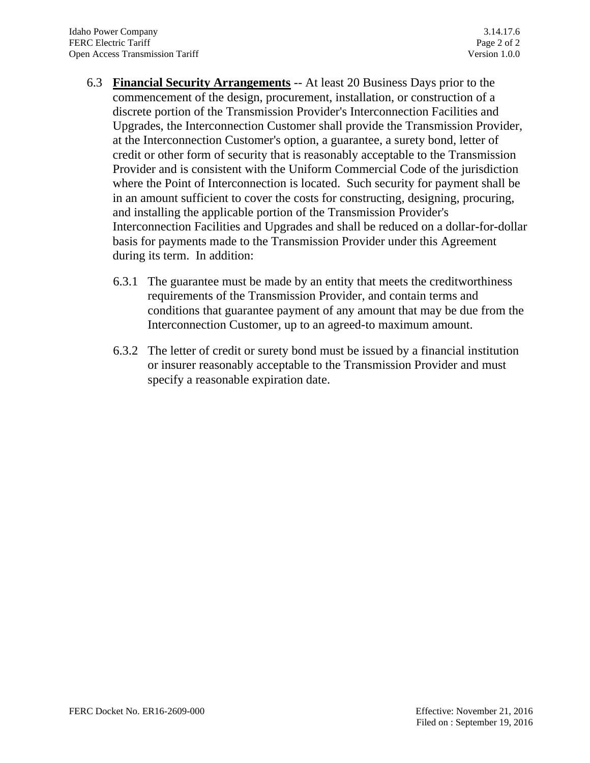6.3 **Financial Security Arrangements** -- At least 20 Business Days prior to the commencement of the design, procurement, installation, or construction of a discrete portion of the Transmission Provider's Interconnection Facilities and Upgrades, the Interconnection Customer shall provide the Transmission Provider, at the Interconnection Customer's option, a guarantee, a surety bond, letter of credit or other form of security that is reasonably acceptable to the Transmission Provider and is consistent with the Uniform Commercial Code of the jurisdiction where the Point of Interconnection is located. Such security for payment shall be in an amount sufficient to cover the costs for constructing, designing, procuring, and installing the applicable portion of the Transmission Provider's Interconnection Facilities and Upgrades and shall be reduced on a dollar-for-dollar basis for payments made to the Transmission Provider under this Agreement during its term. In addition:

6.3.1 The guarantee must be made by an entity that meets the creditworthiness requirements of the Transmission Provider, and contain terms and conditions that guarantee payment of any amount that may be due from the Interconnection Customer, up to an agreed-to maximum amount.

6.3.2 The letter of credit or surety bond must be issued by a financial institution or insurer reasonably acceptable to the Transmission Provider and must specify a reasonable expiration date.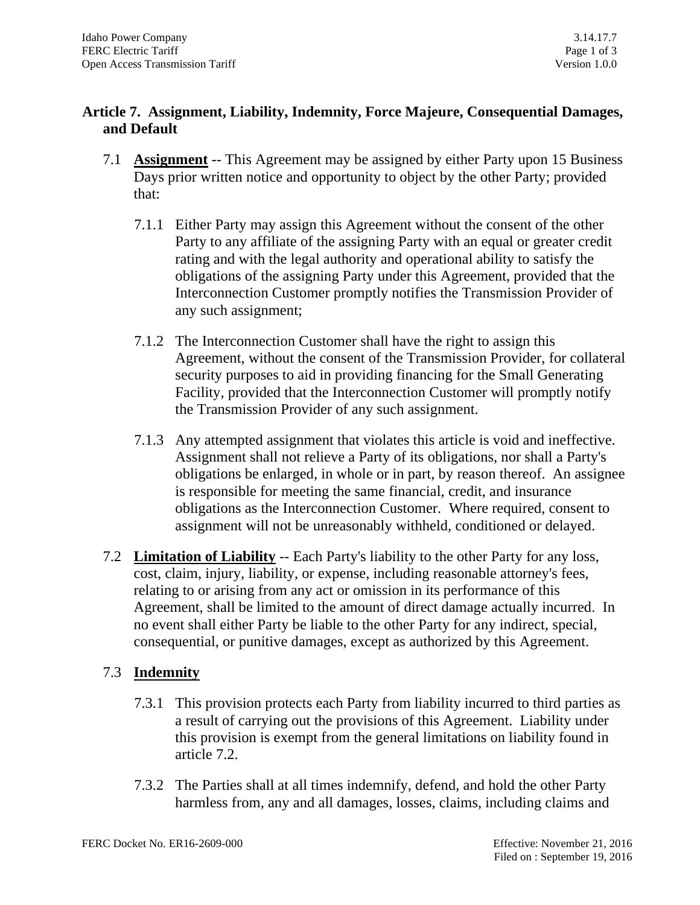## Article 7. Assignment, Liability, Indemnity, Force Majeure, Consequential Damages, and Default

7.1 **Assignment** -- This Agreement may be assigned by either Party upon 15 Business Days prior written notice and opportunity to object by the other Party; provided that:

7.1.1 Either Party may assign this Agreement without the consent of the other Party to any affiliate of the assigning Party with an equal or greater credit rating and with the legal authority and operational ability to satisfy the obligations of the assigning Party under this Agreement, provided that the Interconnection Customer promptly notifies the Transmission Provider of any such assignment;

7.1.2 The Interconnection Customer shall have the right to assign this Agreement, without the consent of the Transmission Provider, for collateral security purposes to aid in providing financing for the Small Generating Facility, provided that the Interconnection Customer will promptly notify the Transmission Provider of any such assignment.

7.1.3 Any attempted assignment that violates this article is void and ineffective. Assignment shall not relieve a Party of its obligations, nor shall a Party's obligations be enlarged, in whole or in part, by reason thereof. An assignee is responsible for meeting the same financial, credit, and insurance obligations as the Interconnection Customer. Where required, consent to assignment will not be unreasonably withheld, conditioned or delayed.

7.2 **Limitation of Liability** -- Each Party's liability to the other Party for any loss, cost, claim, injury, liability, or expense, including reasonable attorney's fees, relating to or arising from any act or omission in its performance of this Agreement, shall be limited to the amount of direct damage actually incurred. In no event shall either Party be liable to the other Party for any indirect, special, consequential, or punitive damages, except as authorized by this Agreement.

7.3 **Indemnity**

7.3.1 This provision protects each Party from liability incurred to third parties as a result of carrying out the provisions of this Agreement. Liability under this provision is exempt from the general limitations on liability found in article 7.2.

7.3.2 The Parties shall at all times indemnify, defend, and hold the other Party harmless from, any and all damages, losses, claims, including claims and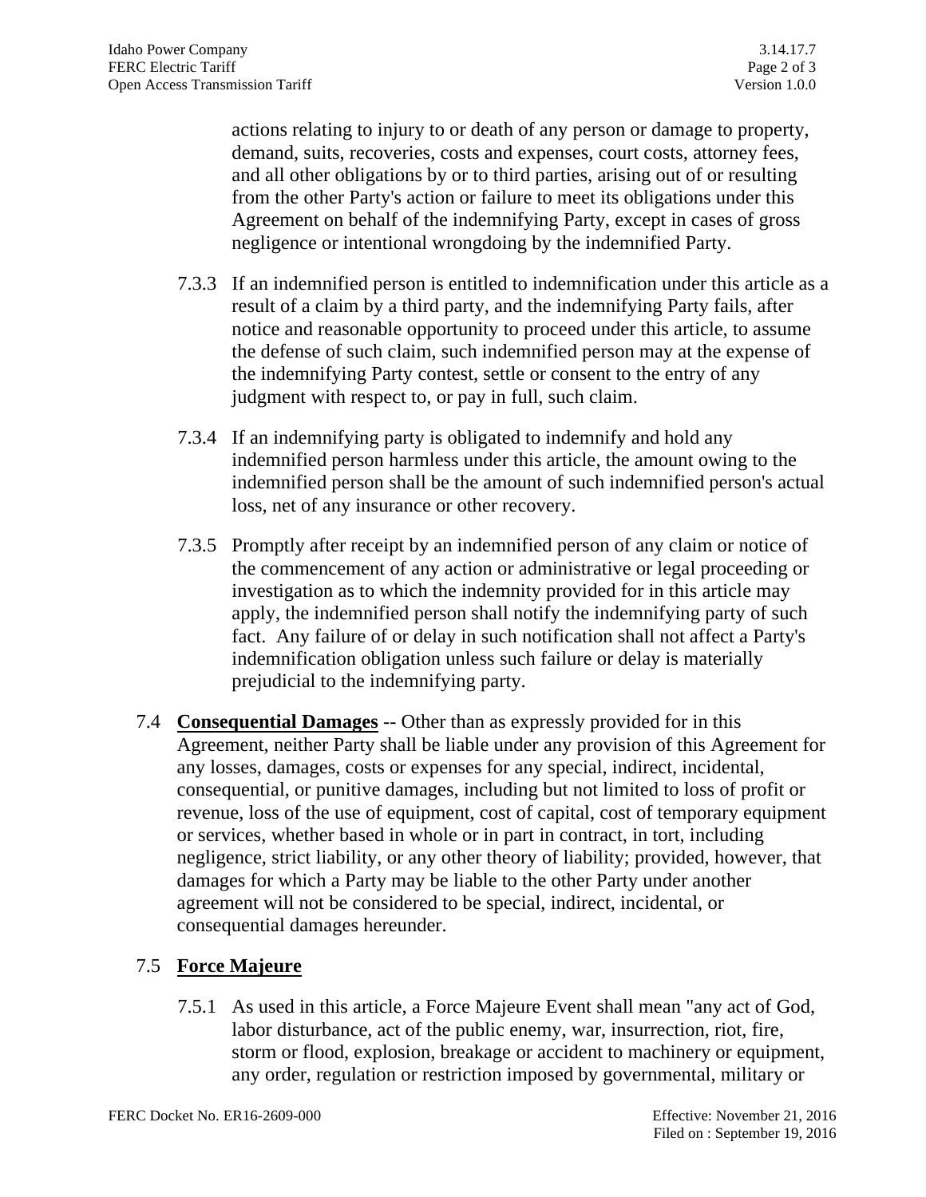actions relating to injury to or death of any person or damage to property, demand, suits, recoveries, costs and expenses, court costs, attorney fees, and all other obligations by or to third parties, arising out of or resulting from the other Party's action or failure to meet its obligations under this Agreement on behalf of the indemnifying Party, except in cases of gross negligence or intentional wrongdoing by the indemnified Party.

7.3.3 If an indemnified person is entitled to indemnification under this article as a result of a claim by a third party, and the indemnifying Party fails, after notice and reasonable opportunity to proceed under this article, to assume the defense of such claim, such indemnified person may at the expense of the indemnifying Party contest, settle or consent to the entry of any judgment with respect to, or pay in full, such claim.

7.3.4 If an indemnifying party is obligated to indemnify and hold any indemnified person harmless under this article, the amount owing to the indemnified person shall be the amount of such indemnified person's actual loss, net of any insurance or other recovery.

7.3.5 Promptly after receipt by an indemnified person of any claim or notice of the commencement of any action or administrative or legal proceeding or investigation as to which the indemnity provided for in this article may apply, the indemnified person shall notify the indemnifying party of such fact. Any failure of or delay in such notification shall not affect a Party's indemnification obligation unless such failure or delay is materially prejudicial to the indemnifying party.

7.4 **Consequential Damages** -- Other than as expressly provided for in this Agreement, neither Party shall be liable under any provision of this Agreement for any losses, damages, costs or expenses for any special, indirect, incidental, consequential, or punitive damages, including but not limited to loss of profit or revenue, loss of the use of equipment, cost of capital, cost of temporary equipment or services, whether based in whole or in part in contract, in tort, including negligence, strict liability, or any other theory of liability; provided, however, that damages for which a Party may be liable to the other Party under another agreement will not be considered to be special, indirect, incidental, or consequential damages hereunder.

7.5 **Force Majeure**

7.5.1 As used in this article, a Force Majeure Event shall mean "any act of God, labor disturbance, act of the public enemy, war, insurrection, riot, fire, storm or flood, explosion, breakage or accident to machinery or equipment, any order, regulation or restriction imposed by governmental, military or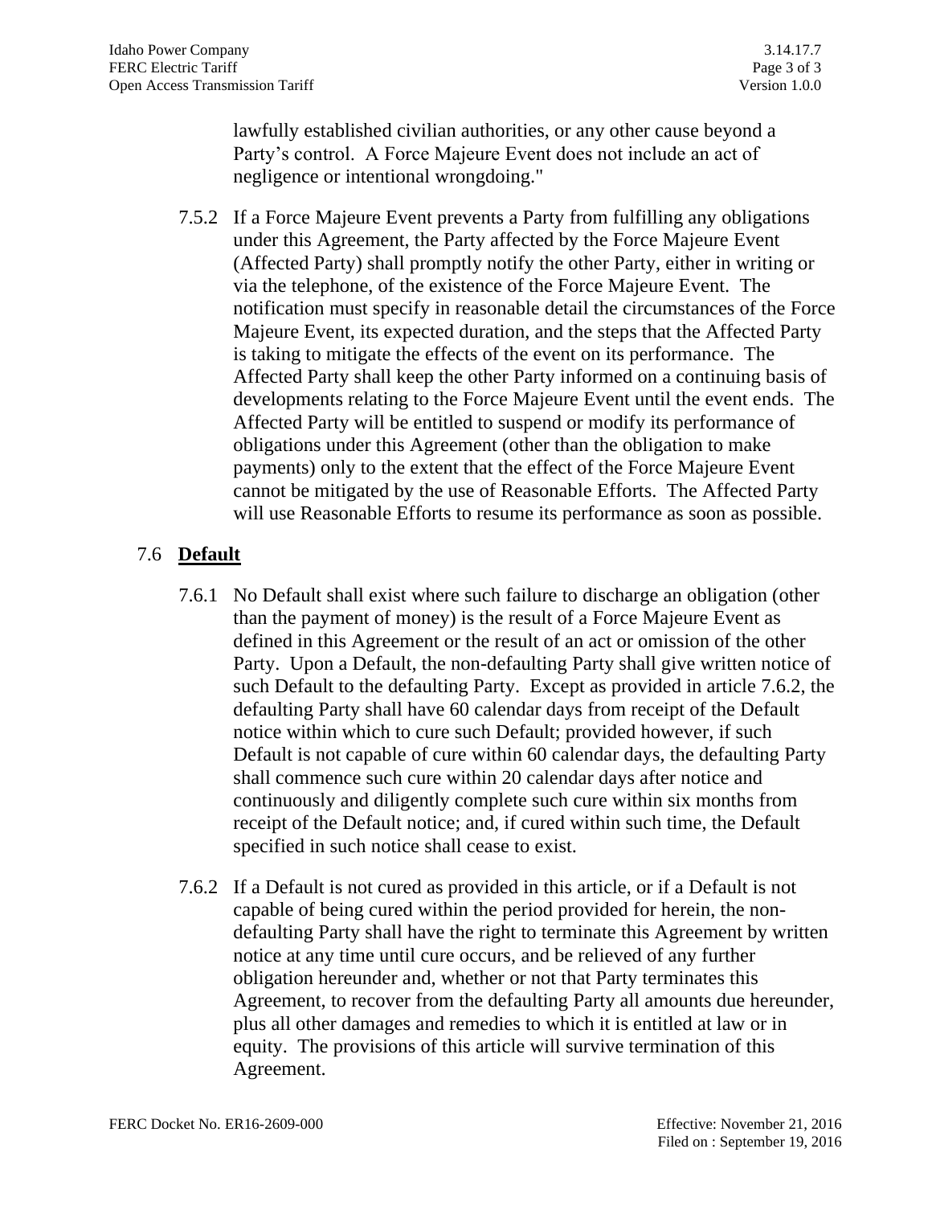lawfully established civilian authorities, or any other cause beyond a Party's control. A Force Majeure Event does not include an act of negligence or intentional wrongdoing."

7.5.2 If a Force Majeure Event prevents a Party from fulfilling any obligations under this Agreement, the Party affected by the Force Majeure Event (Affected Party) shall promptly notify the other Party, either in writing or via the telephone, of the existence of the Force Majeure Event. The notification must specify in reasonable detail the circumstances of the Force Majeure Event, its expected duration, and the steps that the Affected Party is taking to mitigate the effects of the event on its performance. The Affected Party shall keep the other Party informed on a continuing basis of developments relating to the Force Majeure Event until the event ends. The Affected Party will be entitled to suspend or modify its performance of obligations under this Agreement (other than the obligation to make payments) only to the extent that the effect of the Force Majeure Event cannot be mitigated by the use of Reasonable Efforts. The Affected Party will use Reasonable Efforts to resume its performance as soon as possible.

## 7.6 **Default**

7.6.1 No Default shall exist where such failure to discharge an obligation (other than the payment of money) is the result of a Force Majeure Event as defined in this Agreement or the result of an act or omission of the other Party. Upon a Default, the non-defaulting Party shall give written notice of such Default to the defaulting Party. Except as provided in article 7.6.2, the defaulting Party shall have 60 calendar days from receipt of the Default notice within which to cure such Default; provided however, if such Default is not capable of cure within 60 calendar days, the defaulting Party shall commence such cure within 20 calendar days after notice and continuously and diligently complete such cure within six months from receipt of the Default notice; and, if cured within such time, the Default specified in such notice shall cease to exist.

7.6.2 If a Default is not cured as provided in this article, or if a Default is not capable of being cured within the period provided for herein, the non-defaulting Party shall have the right to terminate this Agreement by written notice at any time until cure occurs, and be relieved of any further obligation hereunder and, whether or not that Party terminates this Agreement, to recover from the defaulting Party all amounts due hereunder, plus all other damages and remedies to which it is entitled at law or in equity. The provisions of this article will survive termination of this Agreement.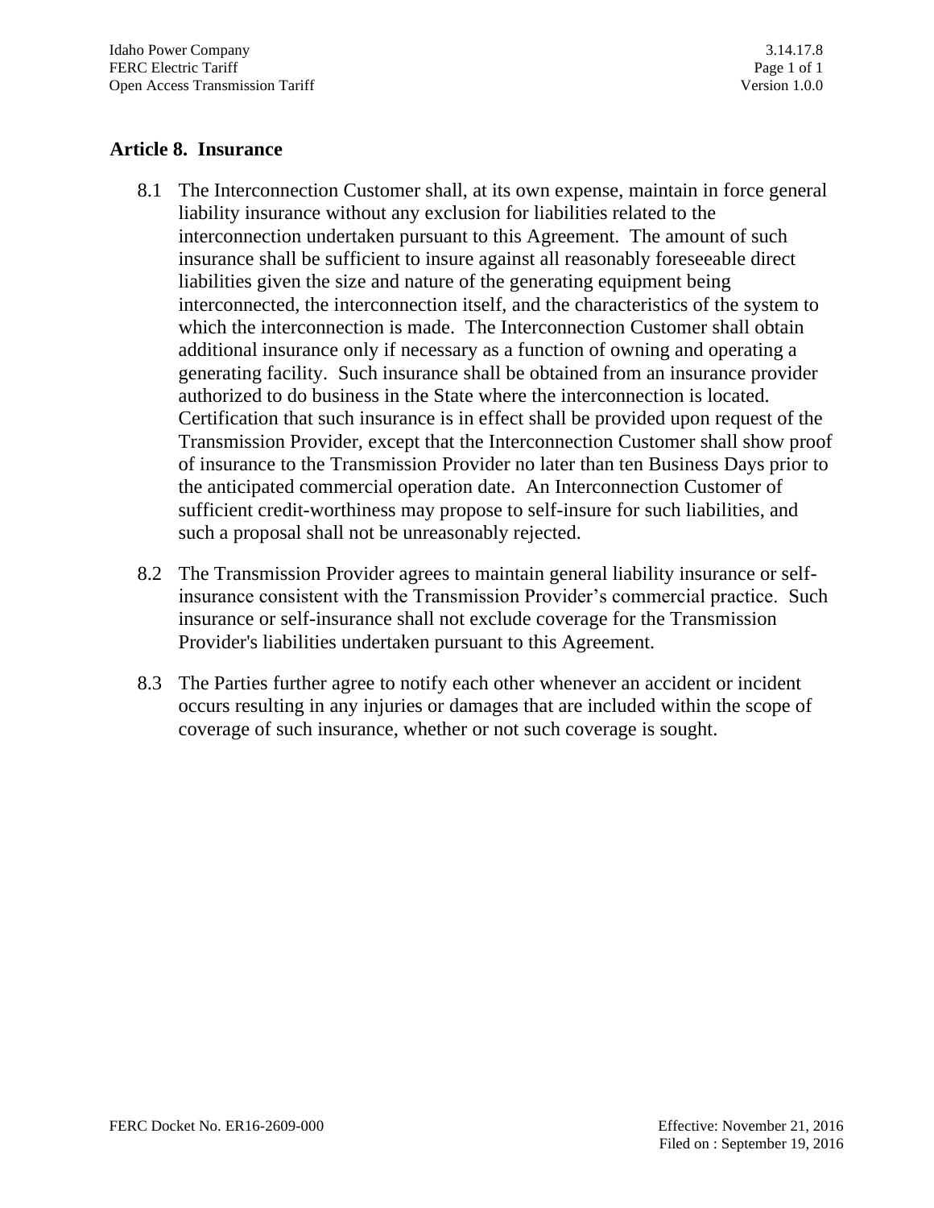## Article 8. Insurance

8.1 The Interconnection Customer shall, at its own expense, maintain in force general liability insurance without any exclusion for liabilities related to the interconnection undertaken pursuant to this Agreement. The amount of such insurance shall be sufficient to insure against all reasonably foreseeable direct liabilities given the size and nature of the generating equipment being interconnected, the interconnection itself, and the characteristics of the system to which the interconnection is made. The Interconnection Customer shall obtain additional insurance only if necessary as a function of owning and operating a generating facility. Such insurance shall be obtained from an insurance provider authorized to do business in the State where the interconnection is located. Certification that such insurance is in effect shall be provided upon request of the Transmission Provider, except that the Interconnection Customer shall show proof of insurance to the Transmission Provider no later than ten Business Days prior to the anticipated commercial operation date. An Interconnection Customer of sufficient credit-worthiness may propose to self-insure for such liabilities, and such a proposal shall not be unreasonably rejected.

8.2 The Transmission Provider agrees to maintain general liability insurance or self-insurance consistent with the Transmission Provider's commercial practice. Such insurance or self-insurance shall not exclude coverage for the Transmission Provider's liabilities undertaken pursuant to this Agreement.

8.3 The Parties further agree to notify each other whenever an accident or incident occurs resulting in any injuries or damages that are included within the scope of coverage of such insurance, whether or not such coverage is sought.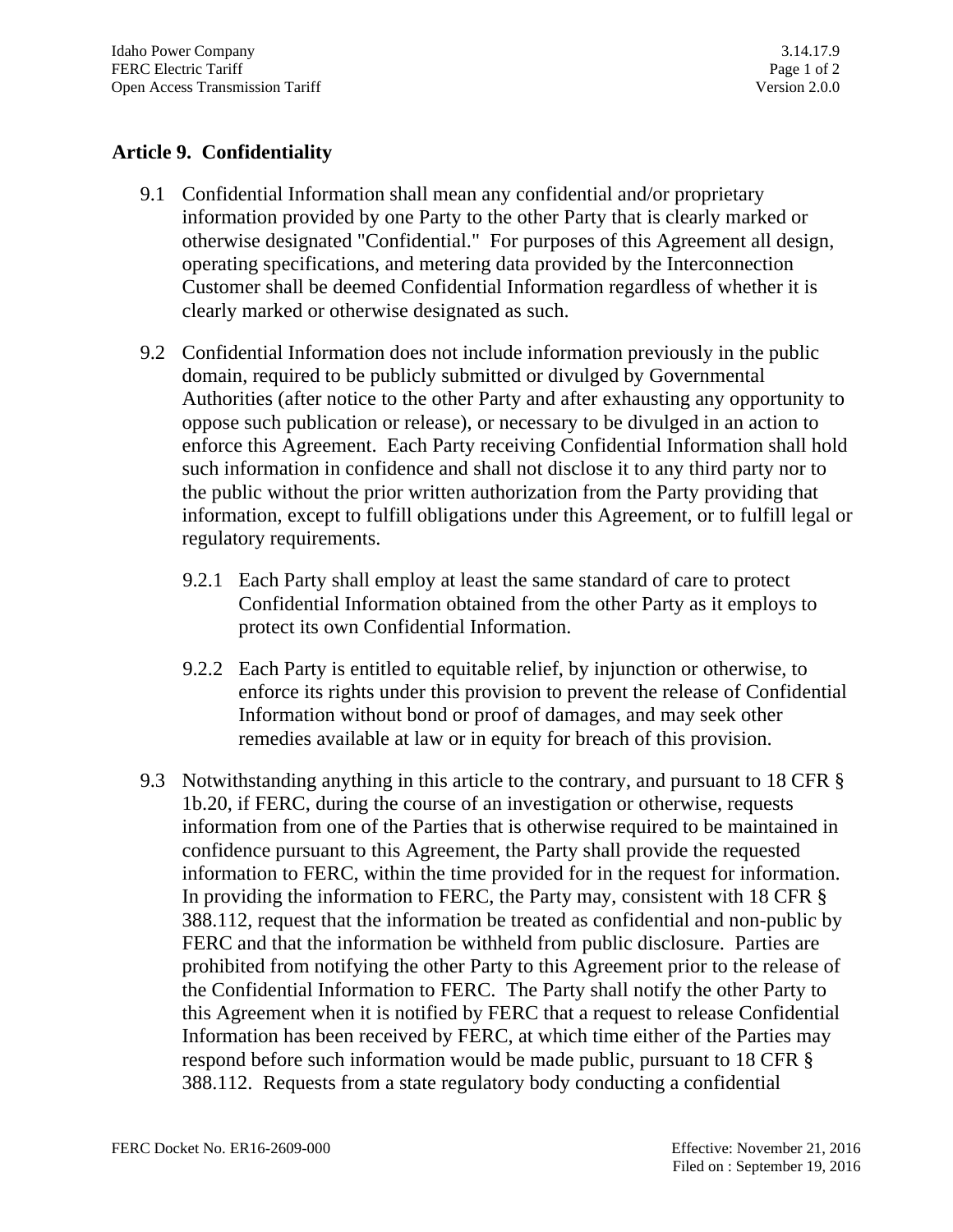## Article 9. Confidentiality

9.1 Confidential Information shall mean any confidential and/or proprietary information provided by one Party to the other Party that is clearly marked or otherwise designated "Confidential." For purposes of this Agreement all design, operating specifications, and metering data provided by the Interconnection Customer shall be deemed Confidential Information regardless of whether it is clearly marked or otherwise designated as such.

9.2 Confidential Information does not include information previously in the public domain, required to be publicly submitted or divulged by Governmental Authorities (after notice to the other Party and after exhausting any opportunity to oppose such publication or release), or necessary to be divulged in an action to enforce this Agreement. Each Party receiving Confidential Information shall hold such information in confidence and shall not disclose it to any third party nor to the public without the prior written authorization from the Party providing that information, except to fulfill obligations under this Agreement, or to fulfill legal or regulatory requirements.

9.2.1 Each Party shall employ at least the same standard of care to protect Confidential Information obtained from the other Party as it employs to protect its own Confidential Information.

9.2.2 Each Party is entitled to equitable relief, by injunction or otherwise, to enforce its rights under this provision to prevent the release of Confidential Information without bond or proof of damages, and may seek other remedies available at law or in equity for breach of this provision.

9.3 Notwithstanding anything in this article to the contrary, and pursuant to 18 CFR § 1b.20, if FERC, during the course of an investigation or otherwise, requests information from one of the Parties that is otherwise required to be maintained in confidence pursuant to this Agreement, the Party shall provide the requested information to FERC, within the time provided for in the request for information. In providing the information to FERC, the Party may, consistent with 18 CFR § 388.112, request that the information be treated as confidential and non-public by FERC and that the information be withheld from public disclosure. Parties are prohibited from notifying the other Party to this Agreement prior to the release of the Confidential Information to FERC. The Party shall notify the other Party to this Agreement when it is notified by FERC that a request to release Confidential Information has been received by FERC, at which time either of the Parties may respond before such information would be made public, pursuant to 18 CFR § 388.112. Requests from a state regulatory body conducting a confidential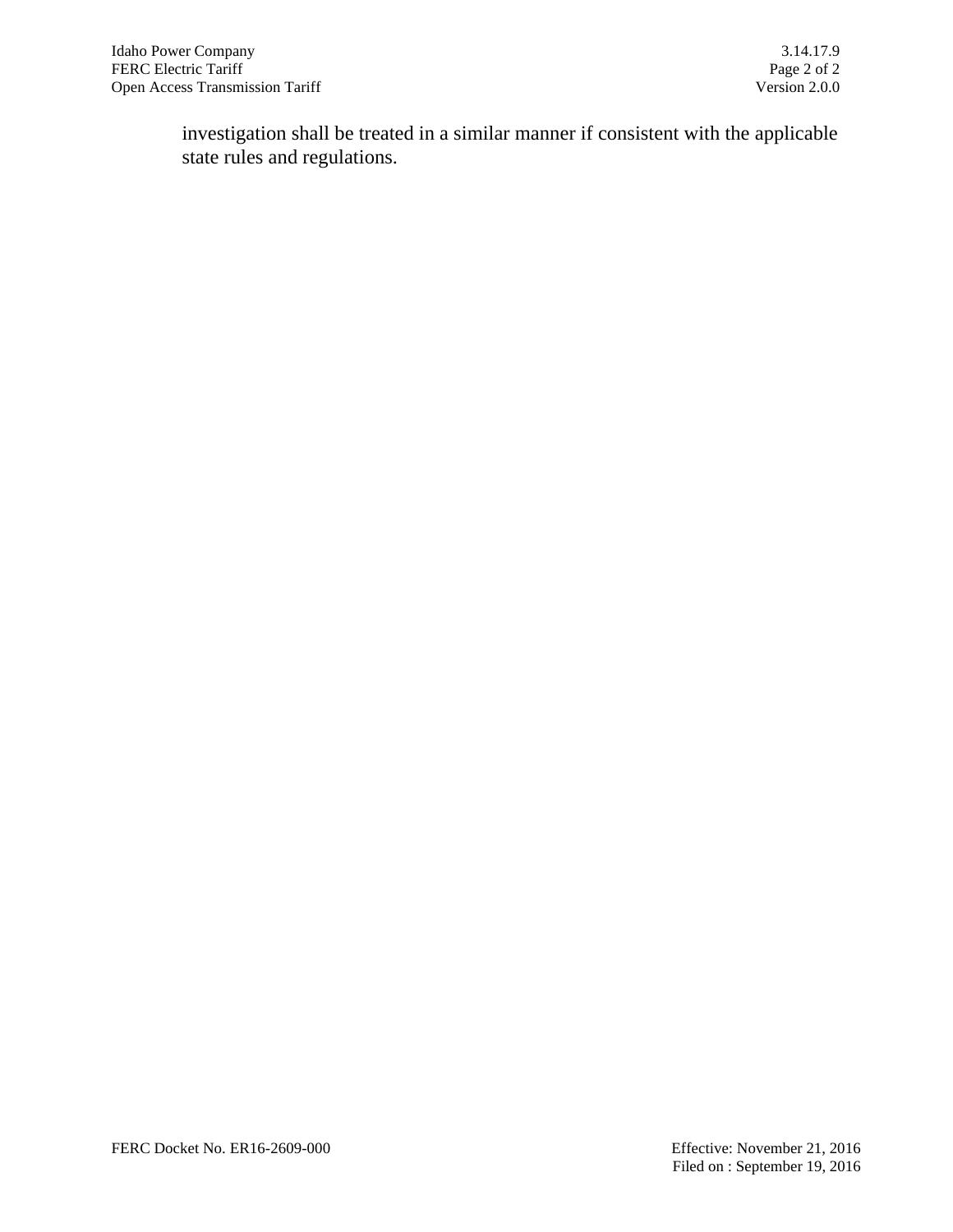investigation shall be treated in a similar manner if consistent with the applicable state rules and regulations.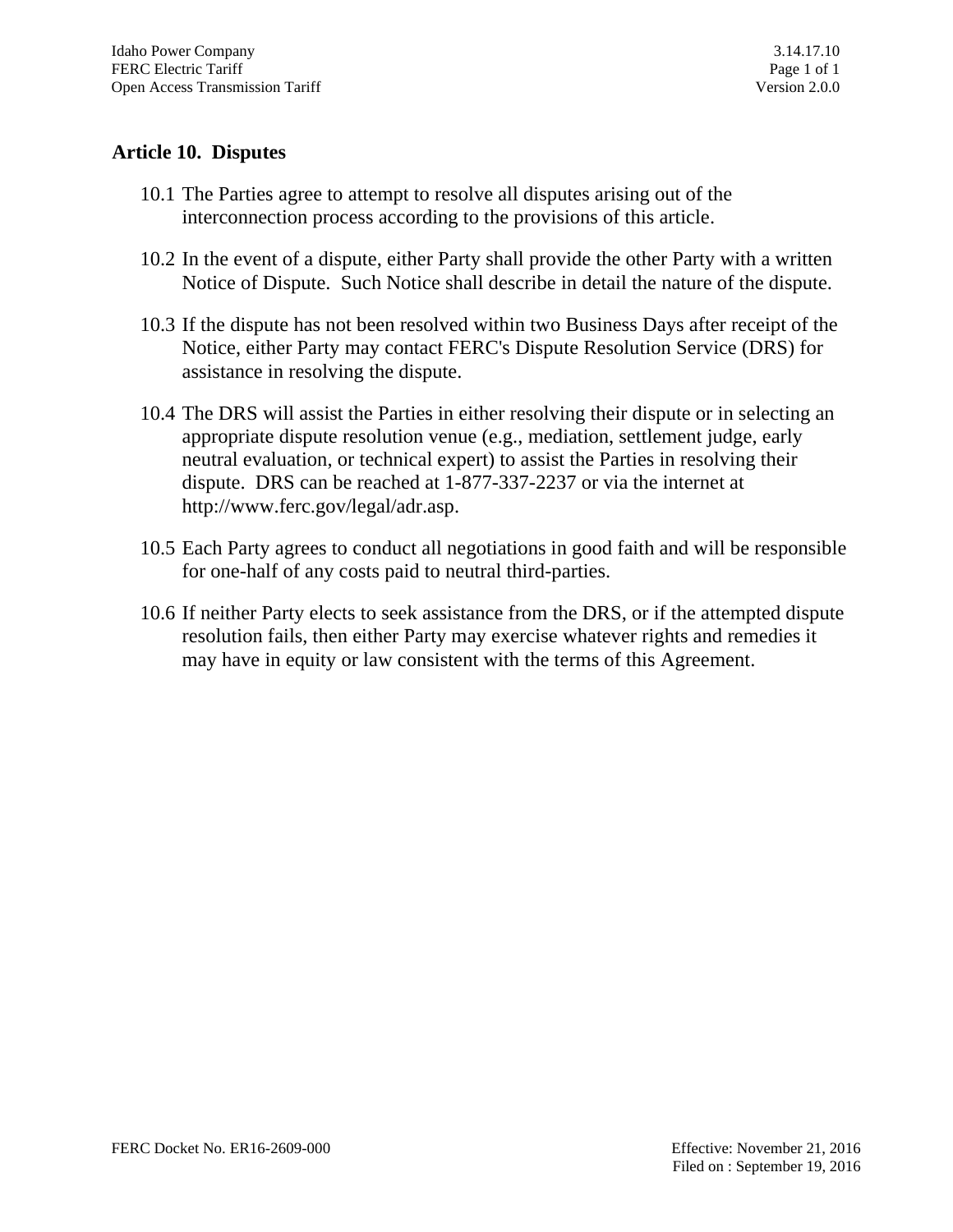## Article 10. Disputes

10.1 The Parties agree to attempt to resolve all disputes arising out of the interconnection process according to the provisions of this article.

10.2 In the event of a dispute, either Party shall provide the other Party with a written Notice of Dispute. Such Notice shall describe in detail the nature of the dispute.

10.3 If the dispute has not been resolved within two Business Days after receipt of the Notice, either Party may contact FERC's Dispute Resolution Service (DRS) for assistance in resolving the dispute.

10.4 The DRS will assist the Parties in either resolving their dispute or in selecting an appropriate dispute resolution venue (e.g., mediation, settlement judge, early neutral evaluation, or technical expert) to assist the Parties in resolving their dispute. DRS can be reached at 1-877-337-2237 or via the internet at http://www.ferc.gov/legal/adr.asp.

10.5 Each Party agrees to conduct all negotiations in good faith and will be responsible for one-half of any costs paid to neutral third-parties.

10.6 If neither Party elects to seek assistance from the DRS, or if the attempted dispute resolution fails, then either Party may exercise whatever rights and remedies it may have in equity or law consistent with the terms of this Agreement.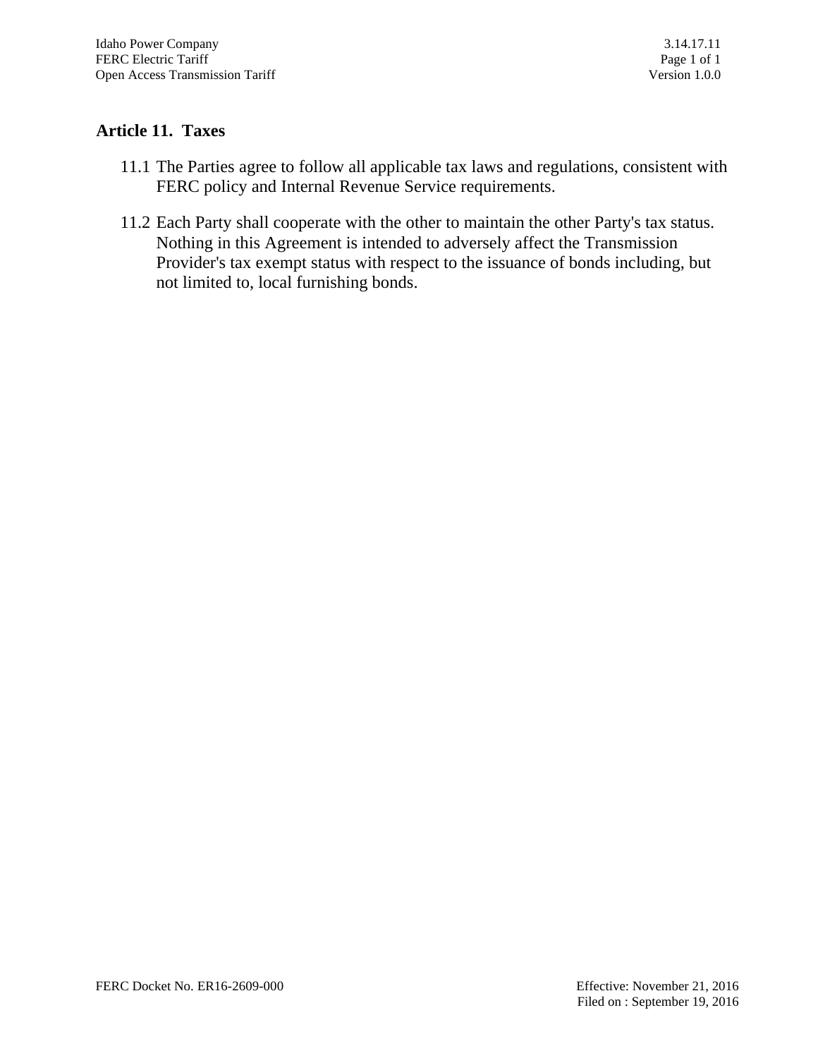## Article 11. Taxes

11.1 The Parties agree to follow all applicable tax laws and regulations, consistent with FERC policy and Internal Revenue Service requirements.

11.2 Each Party shall cooperate with the other to maintain the other Party's tax status. Nothing in this Agreement is intended to adversely affect the Transmission Provider's tax exempt status with respect to the issuance of bonds including, but not limited to, local furnishing bonds.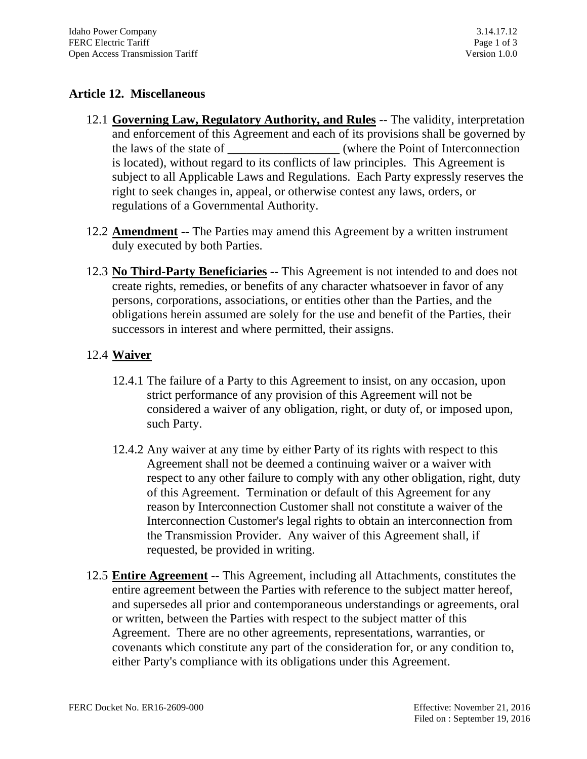## Article 12. Miscellaneous

12.1 **Governing Law, Regulatory Authority, and Rules** -- The validity, interpretation and enforcement of this Agreement and each of its provisions shall be governed by the laws of the state of __________________ (where the Point of Interconnection is located), without regard to its conflicts of law principles. This Agreement is subject to all Applicable Laws and Regulations. Each Party expressly reserves the right to seek changes in, appeal, or otherwise contest any laws, orders, or regulations of a Governmental Authority.

12.2 **Amendment** -- The Parties may amend this Agreement by a written instrument duly executed by both Parties.

12.3 **No Third-Party Beneficiaries** -- This Agreement is not intended to and does not create rights, remedies, or benefits of any character whatsoever in favor of any persons, corporations, associations, or entities other than the Parties, and the obligations herein assumed are solely for the use and benefit of the Parties, their successors in interest and where permitted, their assigns.

12.4 **Waiver**

12.4.1 The failure of a Party to this Agreement to insist, on any occasion, upon strict performance of any provision of this Agreement will not be considered a waiver of any obligation, right, or duty of, or imposed upon, such Party.

12.4.2 Any waiver at any time by either Party of its rights with respect to this Agreement shall not be deemed a continuing waiver or a waiver with respect to any other failure to comply with any other obligation, right, duty of this Agreement. Termination or default of this Agreement for any reason by Interconnection Customer shall not constitute a waiver of the Interconnection Customer's legal rights to obtain an interconnection from the Transmission Provider. Any waiver of this Agreement shall, if requested, be provided in writing.

12.5 **Entire Agreement** -- This Agreement, including all Attachments, constitutes the entire agreement between the Parties with reference to the subject matter hereof, and supersedes all prior and contemporaneous understandings or agreements, oral or written, between the Parties with respect to the subject matter of this Agreement. There are no other agreements, representations, warranties, or covenants which constitute any part of the consideration for, or any condition to, either Party's compliance with its obligations under this Agreement.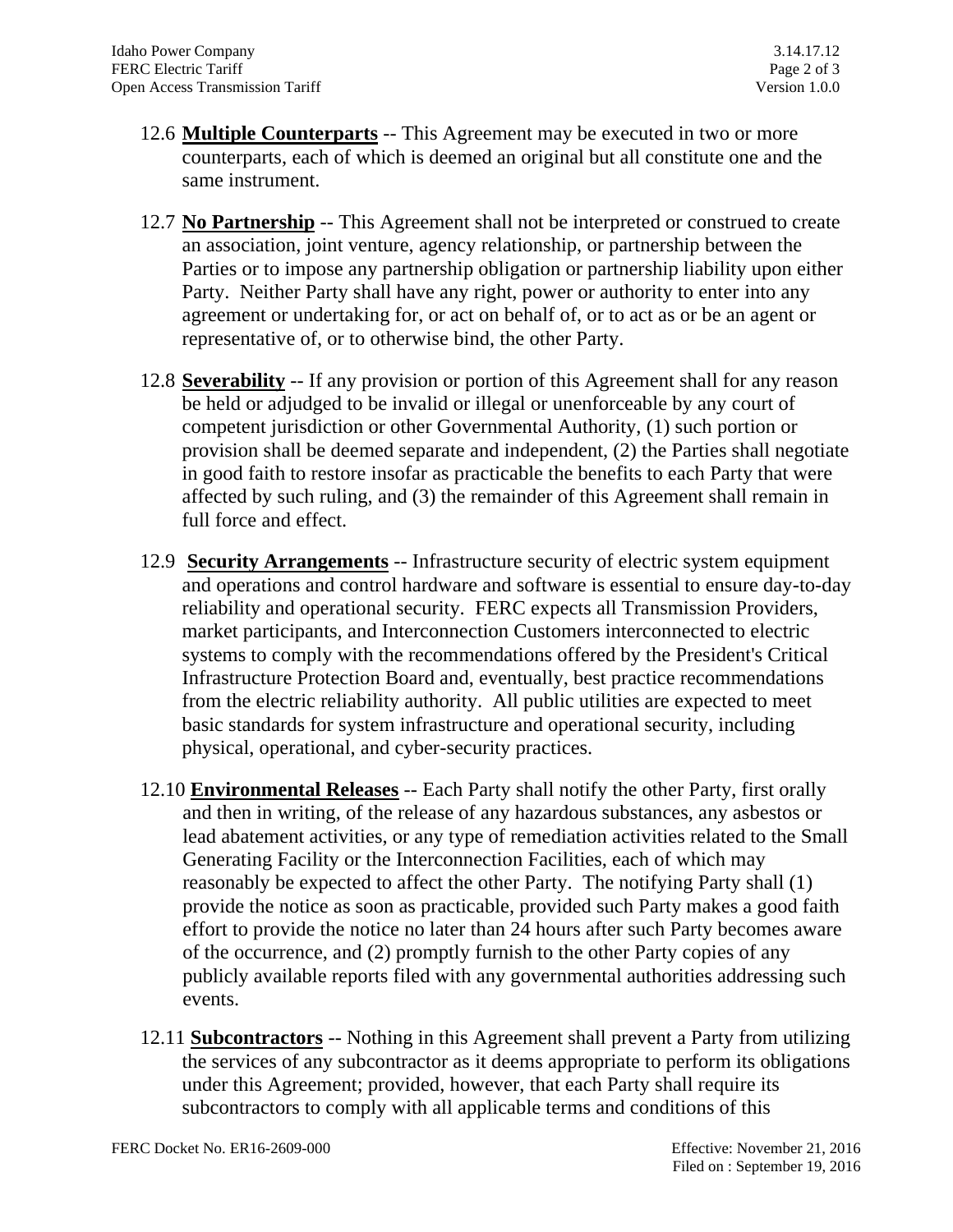12.6 **Multiple Counterparts** -- This Agreement may be executed in two or more counterparts, each of which is deemed an original but all constitute one and the same instrument.

12.7 **No Partnership** -- This Agreement shall not be interpreted or construed to create an association, joint venture, agency relationship, or partnership between the Parties or to impose any partnership obligation or partnership liability upon either Party. Neither Party shall have any right, power or authority to enter into any agreement or undertaking for, or act on behalf of, or to act as or be an agent or representative of, or to otherwise bind, the other Party.

12.8 **Severability** -- If any provision or portion of this Agreement shall for any reason be held or adjudged to be invalid or illegal or unenforceable by any court of competent jurisdiction or other Governmental Authority, (1) such portion or provision shall be deemed separate and independent, (2) the Parties shall negotiate in good faith to restore insofar as practicable the benefits to each Party that were affected by such ruling, and (3) the remainder of this Agreement shall remain in full force and effect.

12.9 **Security Arrangements** -- Infrastructure security of electric system equipment and operations and control hardware and software is essential to ensure day-to-day reliability and operational security. FERC expects all Transmission Providers, market participants, and Interconnection Customers interconnected to electric systems to comply with the recommendations offered by the President's Critical Infrastructure Protection Board and, eventually, best practice recommendations from the electric reliability authority. All public utilities are expected to meet basic standards for system infrastructure and operational security, including physical, operational, and cyber-security practices.

12.10 **Environmental Releases** -- Each Party shall notify the other Party, first orally and then in writing, of the release of any hazardous substances, any asbestos or lead abatement activities, or any type of remediation activities related to the Small Generating Facility or the Interconnection Facilities, each of which may reasonably be expected to affect the other Party. The notifying Party shall (1) provide the notice as soon as practicable, provided such Party makes a good faith effort to provide the notice no later than 24 hours after such Party becomes aware of the occurrence, and (2) promptly furnish to the other Party copies of any publicly available reports filed with any governmental authorities addressing such events.

12.11 **Subcontractors** -- Nothing in this Agreement shall prevent a Party from utilizing the services of any subcontractor as it deems appropriate to perform its obligations under this Agreement; provided, however, that each Party shall require its subcontractors to comply with all applicable terms and conditions of this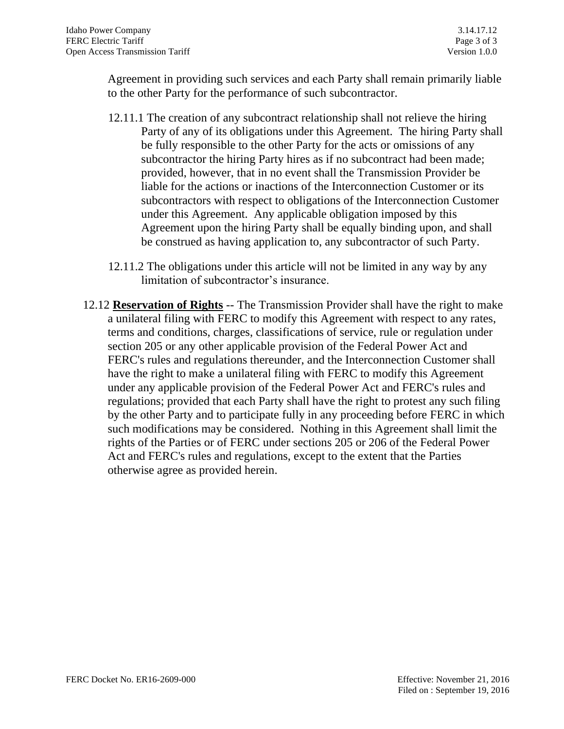Agreement in providing such services and each Party shall remain primarily liable to the other Party for the performance of such subcontractor.

12.11.1 The creation of any subcontract relationship shall not relieve the hiring Party of any of its obligations under this Agreement. The hiring Party shall be fully responsible to the other Party for the acts or omissions of any subcontractor the hiring Party hires as if no subcontract had been made; provided, however, that in no event shall the Transmission Provider be liable for the actions or inactions of the Interconnection Customer or its subcontractors with respect to obligations of the Interconnection Customer under this Agreement. Any applicable obligation imposed by this Agreement upon the hiring Party shall be equally binding upon, and shall be construed as having application to, any subcontractor of such Party.

12.11.2 The obligations under this article will not be limited in any way by any limitation of subcontractor's insurance.

12.12 **Reservation of Rights** -- The Transmission Provider shall have the right to make a unilateral filing with FERC to modify this Agreement with respect to any rates, terms and conditions, charges, classifications of service, rule or regulation under section 205 or any other applicable provision of the Federal Power Act and FERC's rules and regulations thereunder, and the Interconnection Customer shall have the right to make a unilateral filing with FERC to modify this Agreement under any applicable provision of the Federal Power Act and FERC's rules and regulations; provided that each Party shall have the right to protest any such filing by the other Party and to participate fully in any proceeding before FERC in which such modifications may be considered. Nothing in this Agreement shall limit the rights of the Parties or of FERC under sections 205 or 206 of the Federal Power Act and FERC's rules and regulations, except to the extent that the Parties otherwise agree as provided herein.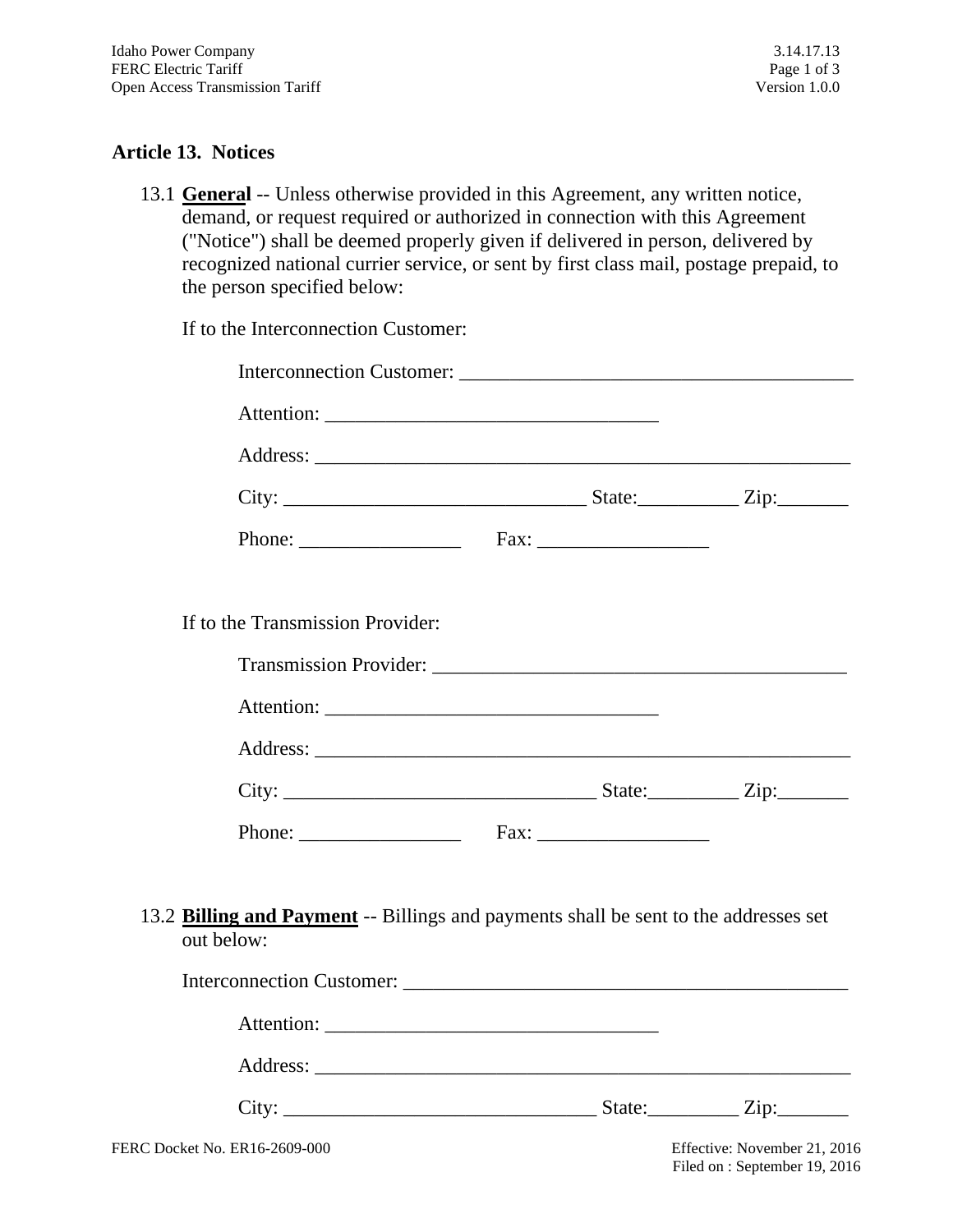## Article 13. Notices

13.1 **General** -- Unless otherwise provided in this Agreement, any written notice, demand, or request required or authorized in connection with this Agreement ("Notice") shall be deemed properly given if delivered in person, delivered by recognized national currier service, or sent by first class mail, postage prepaid, to the person specified below:

If to the Interconnection Customer:

Interconnection Customer: ________________________________________

Attention: _________________________________

Address: _____________________________________________________

City: ______________________________ State:__________ Zip:_______

Phone: ________________ Fax: _________________

If to the Transmission Provider:

Transmission Provider: __________________________________________

Attention: _________________________________

Address: _____________________________________________________

City: _______________________________ State:_________ Zip:_______

Phone: ________________ Fax: _________________

13.2 **Billing and Payment** -- Billings and payments shall be sent to the addresses set out below:

Interconnection Customer: _____________________________________________

Attention: _________________________________

Address: _____________________________________________________

City: _______________________________ State:_________ Zip:_______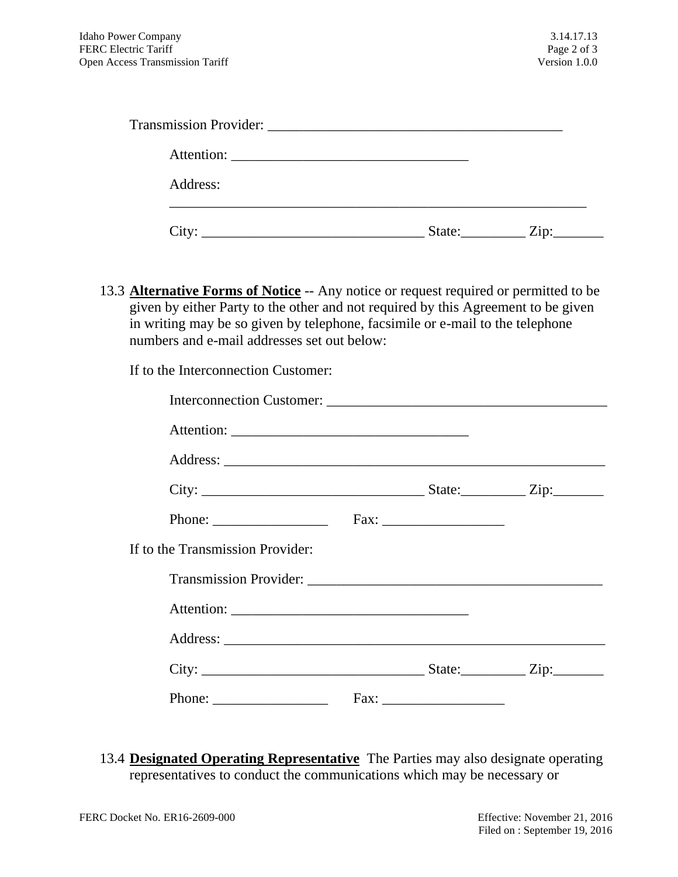Transmission Provider: ________________________________________

Attention: _________________________________

Address: _____________________________________________________

City: ______________________________ State:_________ Zip:_______

13.3 **Alternative Forms of Notice** -- Any notice or request required or permitted to be given by either Party to the other and not required by this Agreement to be given in writing may be so given by telephone, facsimile or e-mail to the telephone numbers and e-mail addresses set out below:

If to the Interconnection Customer:

Interconnection Customer: _______________________________________

Attention: _________________________________

Address: _____________________________________________________

City: ______________________________ State:_________ Zip:_______

Phone: ________________ Fax: _________________

If to the Transmission Provider:

Transmission Provider: _________________________________________

Attention: _________________________________

Address: _____________________________________________________

City: ______________________________ State:_________ Zip:_______

Phone: ________________ Fax: _________________

13.4 **Designated Operating Representative** The Parties may also designate operating representatives to conduct the communications which may be necessary or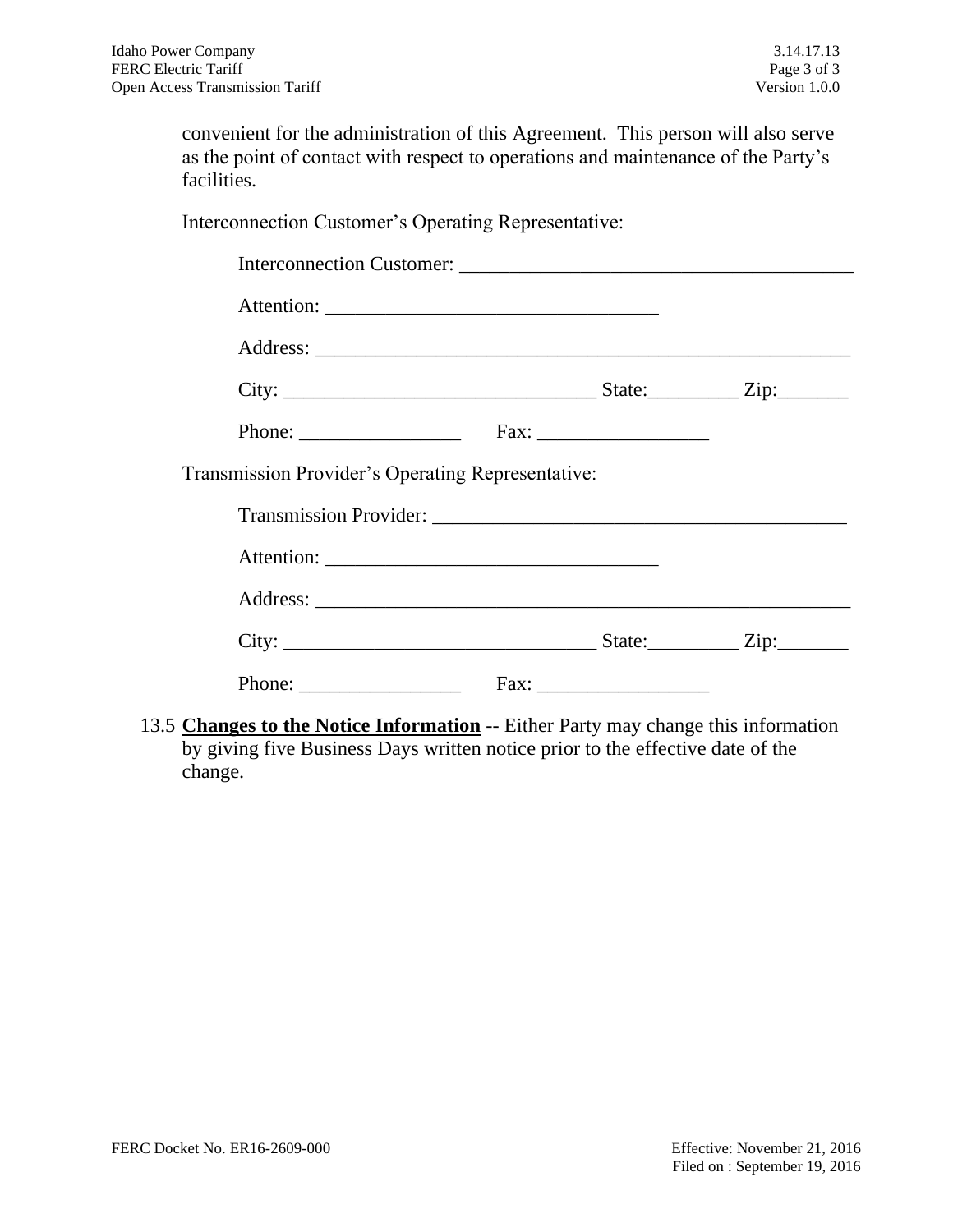convenient for the administration of this Agreement. This person will also serve as the point of contact with respect to operations and maintenance of the Party's facilities.

Interconnection Customer's Operating Representative:

Interconnection Customer: ________________________________________

Attention: __________________________________

Address: ______________________________________________________

City: ________________________________ State:_________ Zip:_______

Phone: ________________ Fax: _________________

Transmission Provider's Operating Representative:

Transmission Provider: __________________________________________

Attention: __________________________________

Address: ______________________________________________________

City: ________________________________ State:_________ Zip:_______

Phone: ________________ Fax: _________________

13.5 **<u>Changes to the Notice Information</u>** -- Either Party may change this information by giving five Business Days written notice prior to the effective date of the change.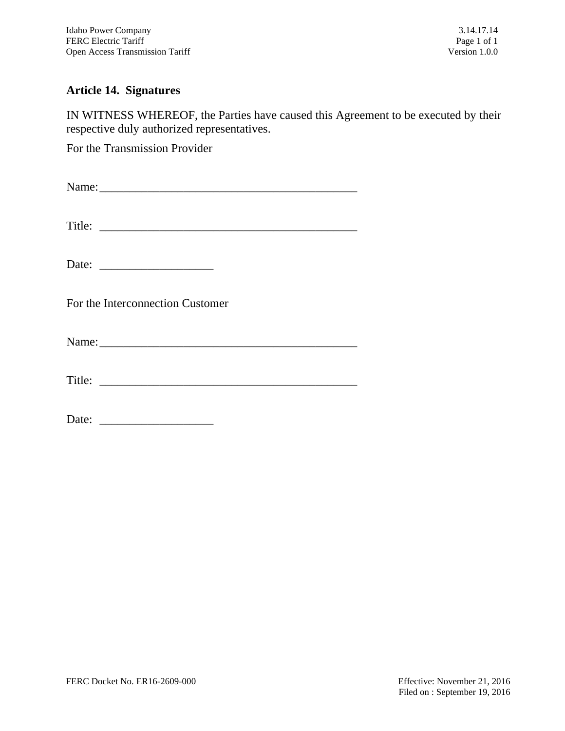## Article 14. Signatures

IN WITNESS WHEREOF, the Parties have caused this Agreement to be executed by their respective duly authorized representatives.

For the Transmission Provider

Name:____________________________________________

Title: ____________________________________________

Date: ___________________

For the Interconnection Customer

Name:____________________________________________

Title: ____________________________________________

Date: ___________________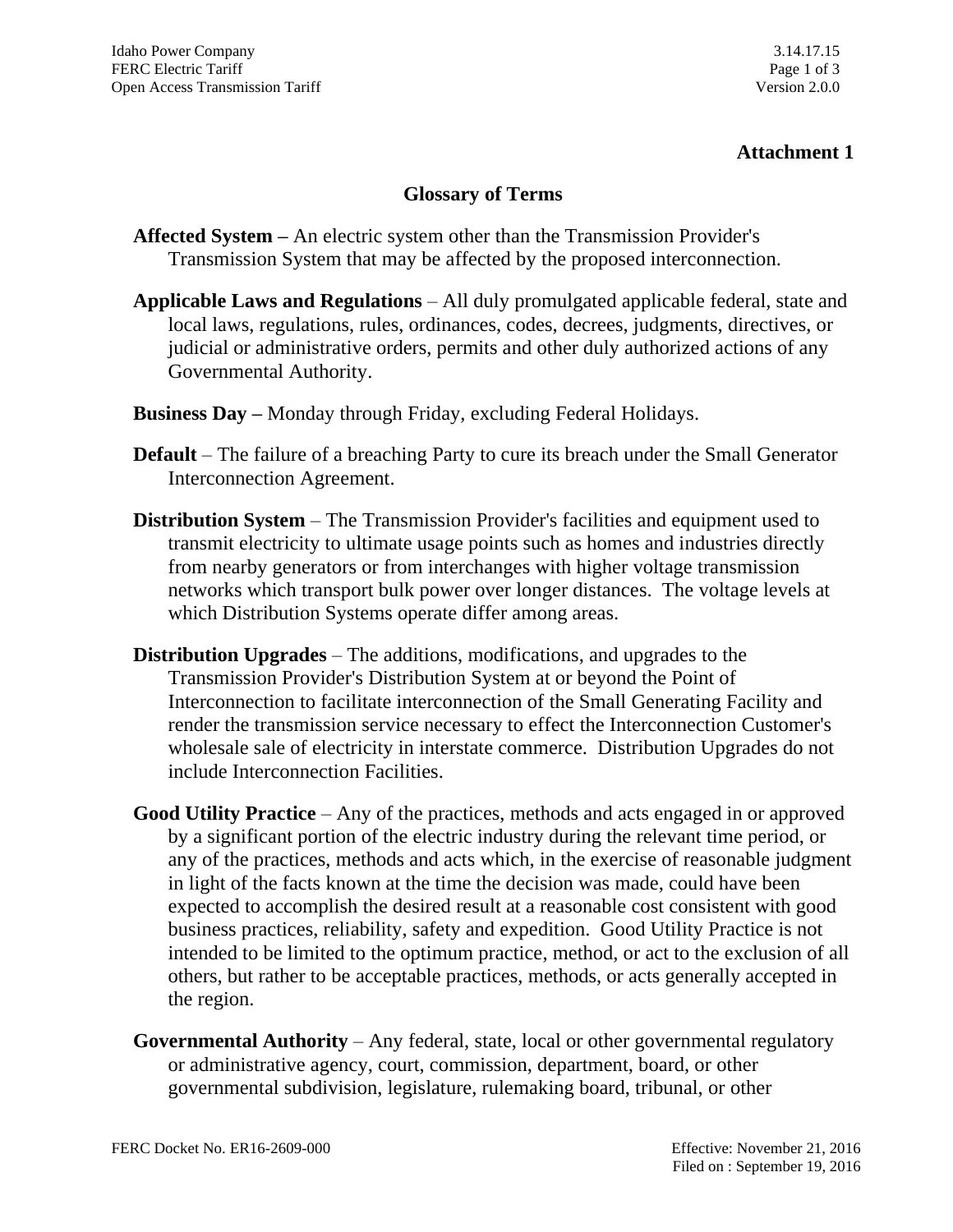**Attachment 1**

## Glossary of Terms

**Affected System –** An electric system other than the Transmission Provider's Transmission System that may be affected by the proposed interconnection.

**Applicable Laws and Regulations** – All duly promulgated applicable federal, state and local laws, regulations, rules, ordinances, codes, decrees, judgments, directives, or judicial or administrative orders, permits and other duly authorized actions of any Governmental Authority.

**Business Day –** Monday through Friday, excluding Federal Holidays.

**Default** – The failure of a breaching Party to cure its breach under the Small Generator Interconnection Agreement.

**Distribution System** – The Transmission Provider's facilities and equipment used to transmit electricity to ultimate usage points such as homes and industries directly from nearby generators or from interchanges with higher voltage transmission networks which transport bulk power over longer distances. The voltage levels at which Distribution Systems operate differ among areas.

**Distribution Upgrades** – The additions, modifications, and upgrades to the Transmission Provider's Distribution System at or beyond the Point of Interconnection to facilitate interconnection of the Small Generating Facility and render the transmission service necessary to effect the Interconnection Customer's wholesale sale of electricity in interstate commerce. Distribution Upgrades do not include Interconnection Facilities.

**Good Utility Practice** – Any of the practices, methods and acts engaged in or approved by a significant portion of the electric industry during the relevant time period, or any of the practices, methods and acts which, in the exercise of reasonable judgment in light of the facts known at the time the decision was made, could have been expected to accomplish the desired result at a reasonable cost consistent with good business practices, reliability, safety and expedition. Good Utility Practice is not intended to be limited to the optimum practice, method, or act to the exclusion of all others, but rather to be acceptable practices, methods, or acts generally accepted in the region.

**Governmental Authority** – Any federal, state, local or other governmental regulatory or administrative agency, court, commission, department, board, or other governmental subdivision, legislature, rulemaking board, tribunal, or other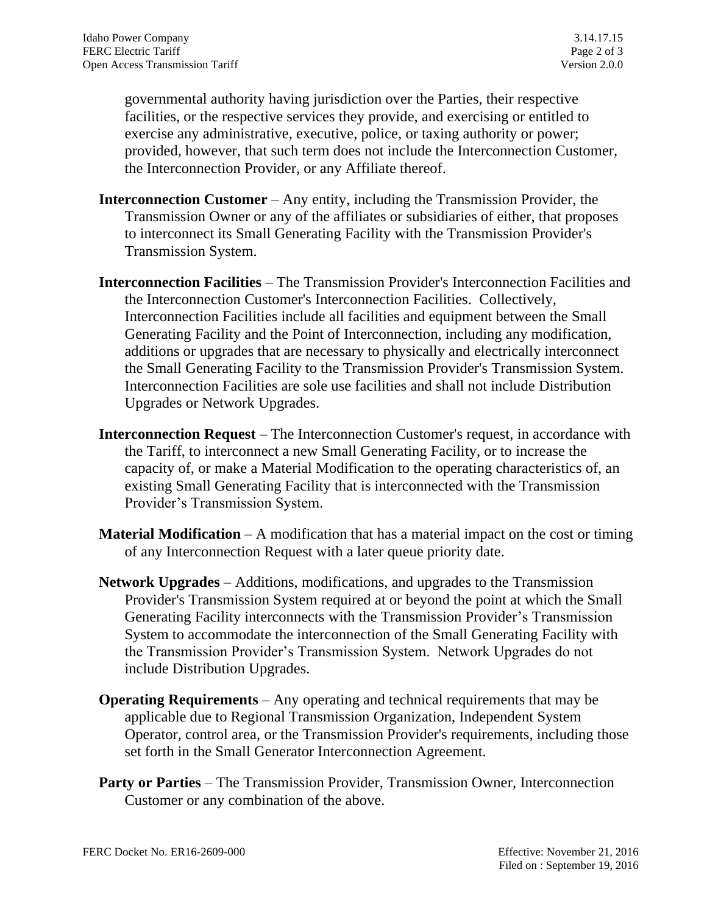governmental authority having jurisdiction over the Parties, their respective facilities, or the respective services they provide, and exercising or entitled to exercise any administrative, executive, police, or taxing authority or power; provided, however, that such term does not include the Interconnection Customer, the Interconnection Provider, or any Affiliate thereof.

**Interconnection Customer** – Any entity, including the Transmission Provider, the Transmission Owner or any of the affiliates or subsidiaries of either, that proposes to interconnect its Small Generating Facility with the Transmission Provider's Transmission System.

**Interconnection Facilities** – The Transmission Provider's Interconnection Facilities and the Interconnection Customer's Interconnection Facilities. Collectively, Interconnection Facilities include all facilities and equipment between the Small Generating Facility and the Point of Interconnection, including any modification, additions or upgrades that are necessary to physically and electrically interconnect the Small Generating Facility to the Transmission Provider's Transmission System. Interconnection Facilities are sole use facilities and shall not include Distribution Upgrades or Network Upgrades.

**Interconnection Request** – The Interconnection Customer's request, in accordance with the Tariff, to interconnect a new Small Generating Facility, or to increase the capacity of, or make a Material Modification to the operating characteristics of, an existing Small Generating Facility that is interconnected with the Transmission Provider's Transmission System.

**Material Modification** – A modification that has a material impact on the cost or timing of any Interconnection Request with a later queue priority date.

**Network Upgrades** – Additions, modifications, and upgrades to the Transmission Provider's Transmission System required at or beyond the point at which the Small Generating Facility interconnects with the Transmission Provider's Transmission System to accommodate the interconnection of the Small Generating Facility with the Transmission Provider's Transmission System. Network Upgrades do not include Distribution Upgrades.

**Operating Requirements** – Any operating and technical requirements that may be applicable due to Regional Transmission Organization, Independent System Operator, control area, or the Transmission Provider's requirements, including those set forth in the Small Generator Interconnection Agreement.

**Party or Parties** – The Transmission Provider, Transmission Owner, Interconnection Customer or any combination of the above.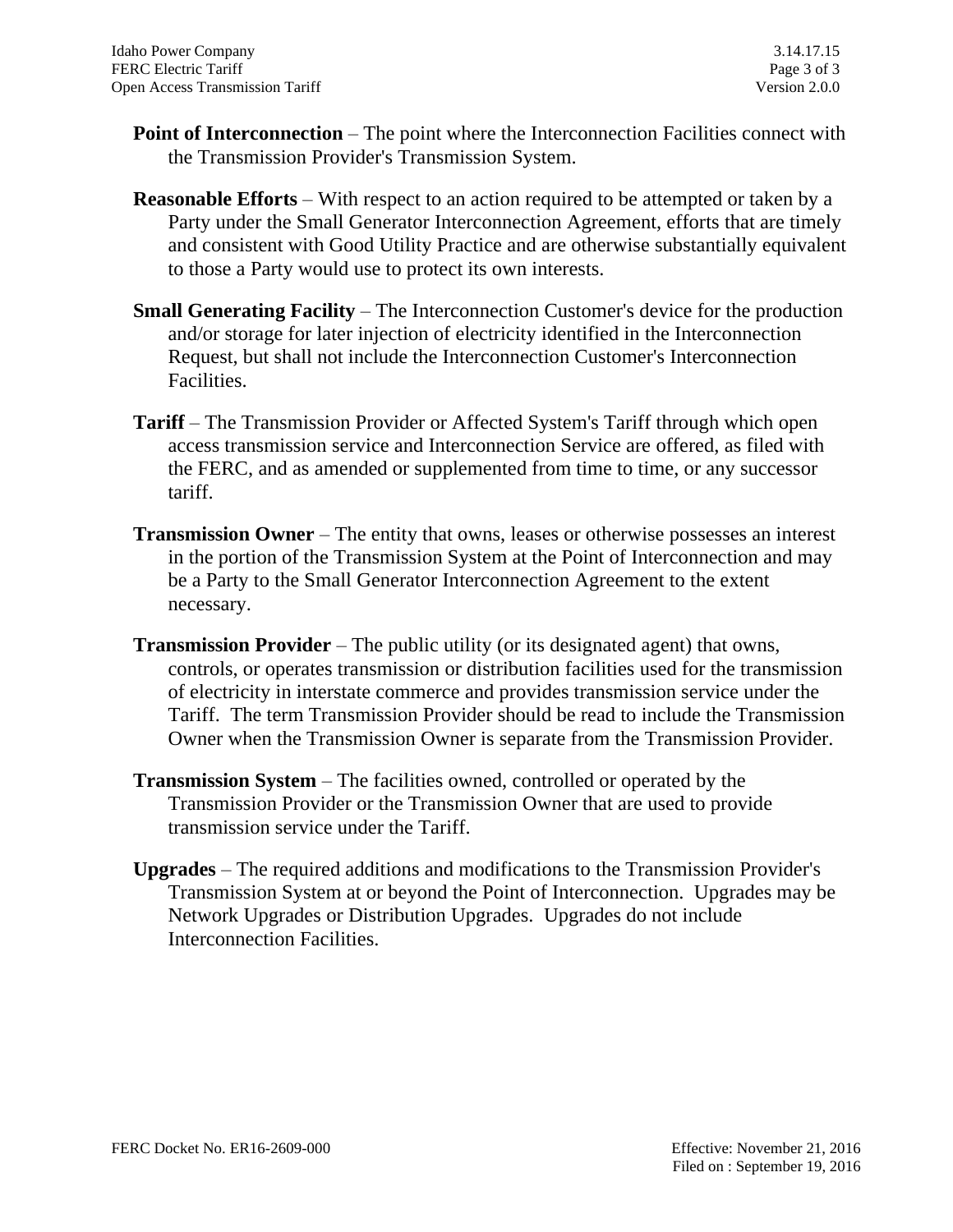**Point of Interconnection** – The point where the Interconnection Facilities connect with the Transmission Provider's Transmission System.

**Reasonable Efforts** – With respect to an action required to be attempted or taken by a Party under the Small Generator Interconnection Agreement, efforts that are timely and consistent with Good Utility Practice and are otherwise substantially equivalent to those a Party would use to protect its own interests.

**Small Generating Facility** – The Interconnection Customer's device for the production and/or storage for later injection of electricity identified in the Interconnection Request, but shall not include the Interconnection Customer's Interconnection Facilities.

**Tariff** – The Transmission Provider or Affected System's Tariff through which open access transmission service and Interconnection Service are offered, as filed with the FERC, and as amended or supplemented from time to time, or any successor tariff.

**Transmission Owner** – The entity that owns, leases or otherwise possesses an interest in the portion of the Transmission System at the Point of Interconnection and may be a Party to the Small Generator Interconnection Agreement to the extent necessary.

**Transmission Provider** – The public utility (or its designated agent) that owns, controls, or operates transmission or distribution facilities used for the transmission of electricity in interstate commerce and provides transmission service under the Tariff. The term Transmission Provider should be read to include the Transmission Owner when the Transmission Owner is separate from the Transmission Provider.

**Transmission System** – The facilities owned, controlled or operated by the Transmission Provider or the Transmission Owner that are used to provide transmission service under the Tariff.

**Upgrades** – The required additions and modifications to the Transmission Provider's Transmission System at or beyond the Point of Interconnection. Upgrades may be Network Upgrades or Distribution Upgrades. Upgrades do not include Interconnection Facilities.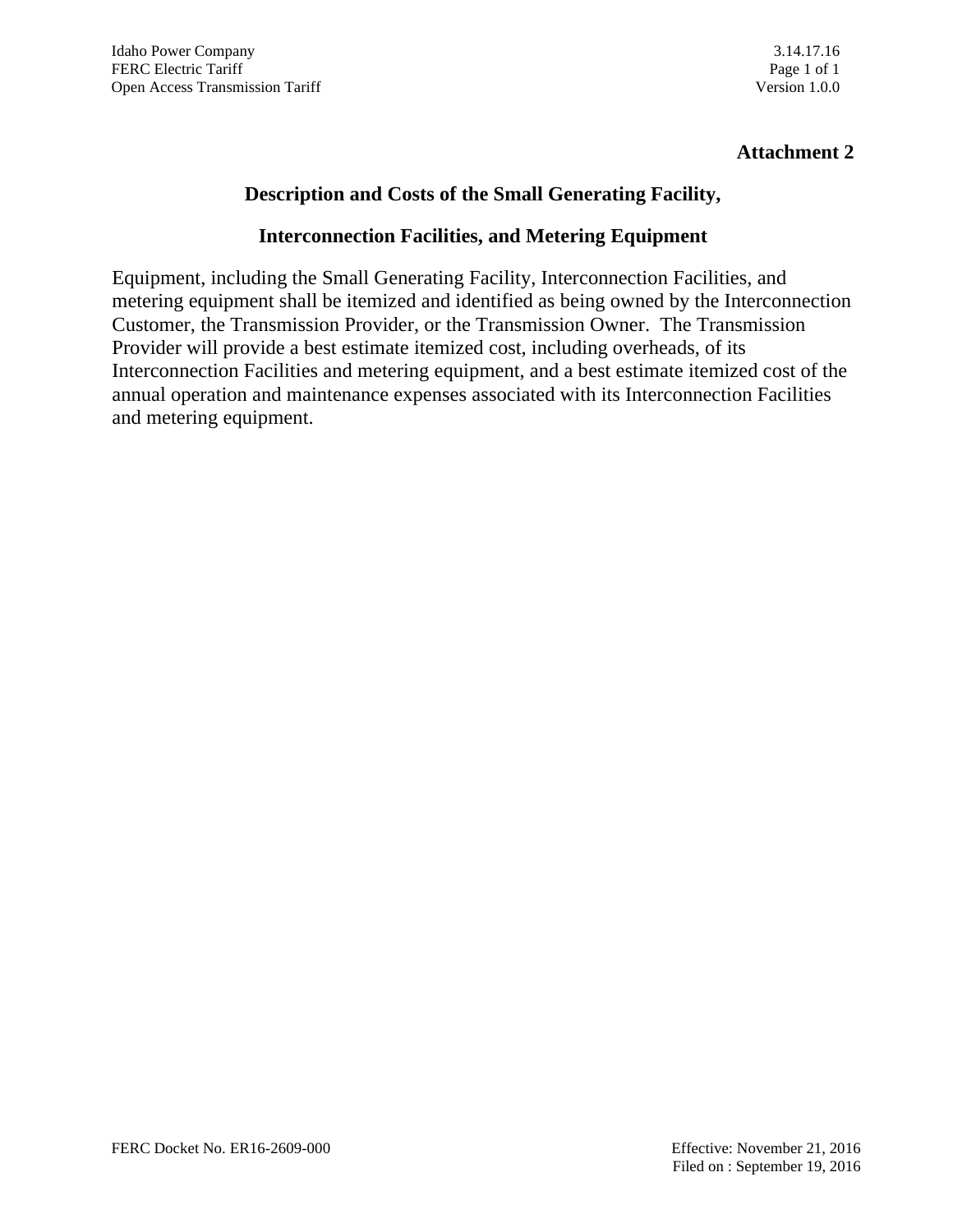**Attachment 2**

## Description and Costs of the Small Generating Facility,

## Interconnection Facilities, and Metering Equipment

Equipment, including the Small Generating Facility, Interconnection Facilities, and metering equipment shall be itemized and identified as being owned by the Interconnection Customer, the Transmission Provider, or the Transmission Owner. The Transmission Provider will provide a best estimate itemized cost, including overheads, of its Interconnection Facilities and metering equipment, and a best estimate itemized cost of the annual operation and maintenance expenses associated with its Interconnection Facilities and metering equipment.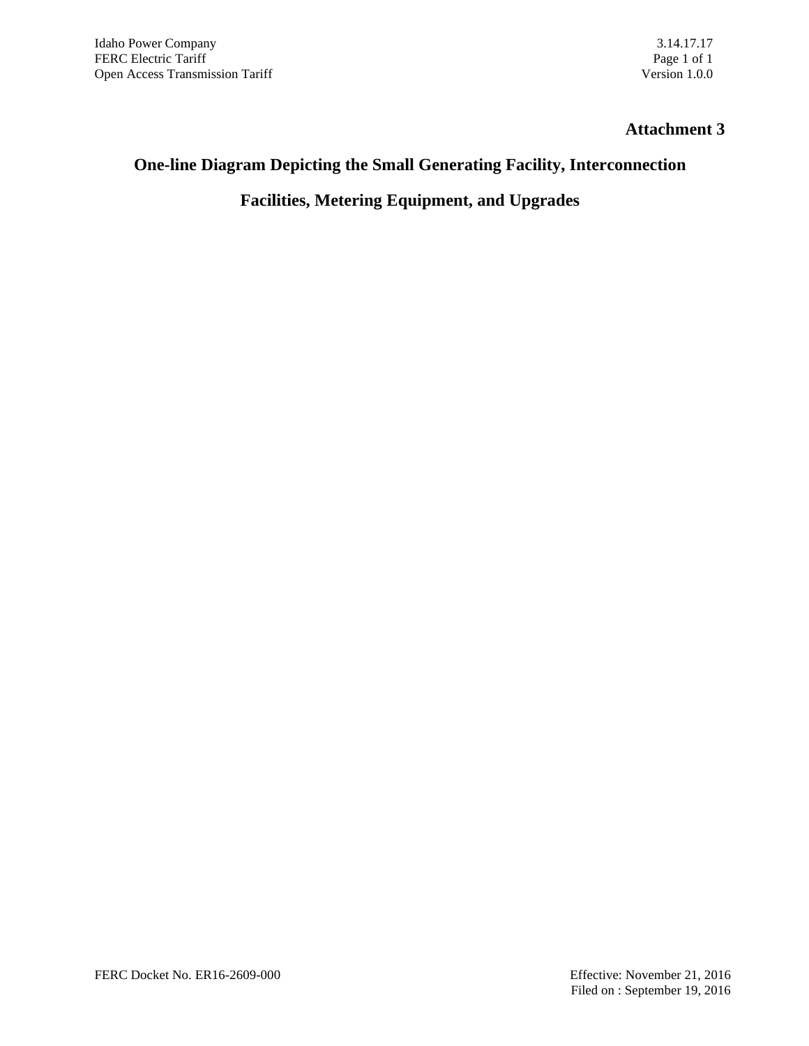**Attachment 3**

## One-line Diagram Depicting the Small Generating Facility, Interconnection Facilities, Metering Equipment, and Upgrades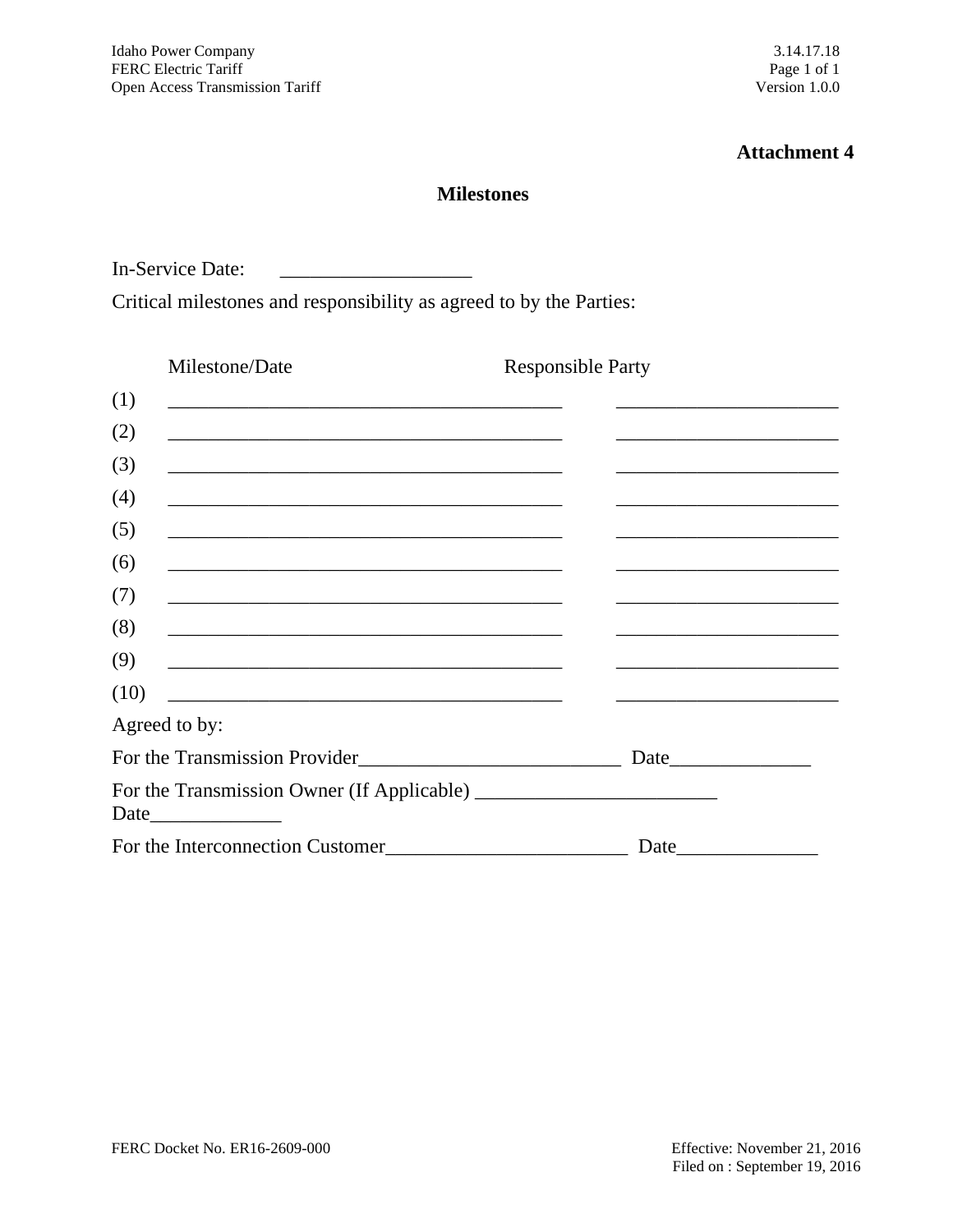**Attachment 4**

## Milestones

In-Service Date: ___________________

Critical milestones and responsibility as agreed to by the Parties:

| | Milestone/Date | Responsible Party |
|---|---|---|
| (1) | ________________________________________ | ______________________ |
| (2) | ________________________________________ | ______________________ |
| (3) | ________________________________________ | ______________________ |
| (4) | ________________________________________ | ______________________ |
| (5) | ________________________________________ | ______________________ |
| (6) | ________________________________________ | ______________________ |
| (7) | ________________________________________ | ______________________ |
| (8) | ________________________________________ | ______________________ |
| (9) | ________________________________________ | ______________________ |
| (10) | ________________________________________ | ______________________ |

Agreed to by:

For the Transmission Provider__________________________ Date______________

For the Transmission Owner (If Applicable) ________________________ Date_____________

For the Interconnection Customer________________________ Date______________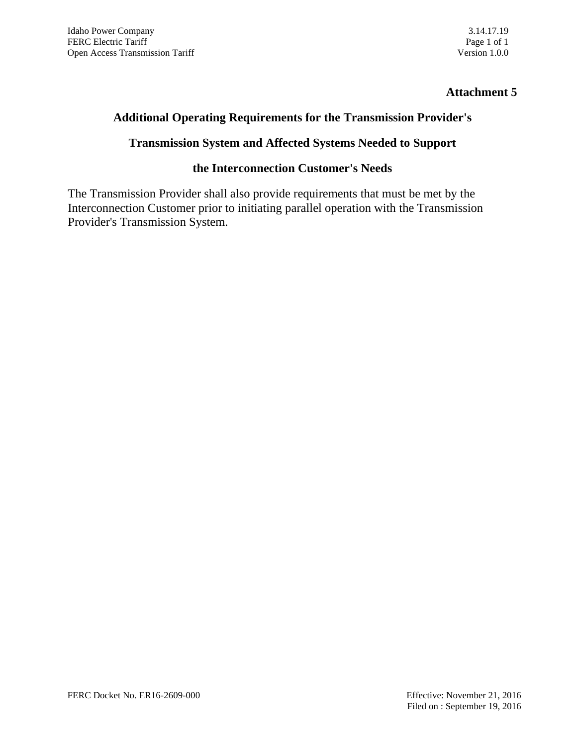**Attachment 5**

## Additional Operating Requirements for the Transmission Provider's Transmission System and Affected Systems Needed to Support the Interconnection Customer's Needs

The Transmission Provider shall also provide requirements that must be met by the Interconnection Customer prior to initiating parallel operation with the Transmission Provider's Transmission System.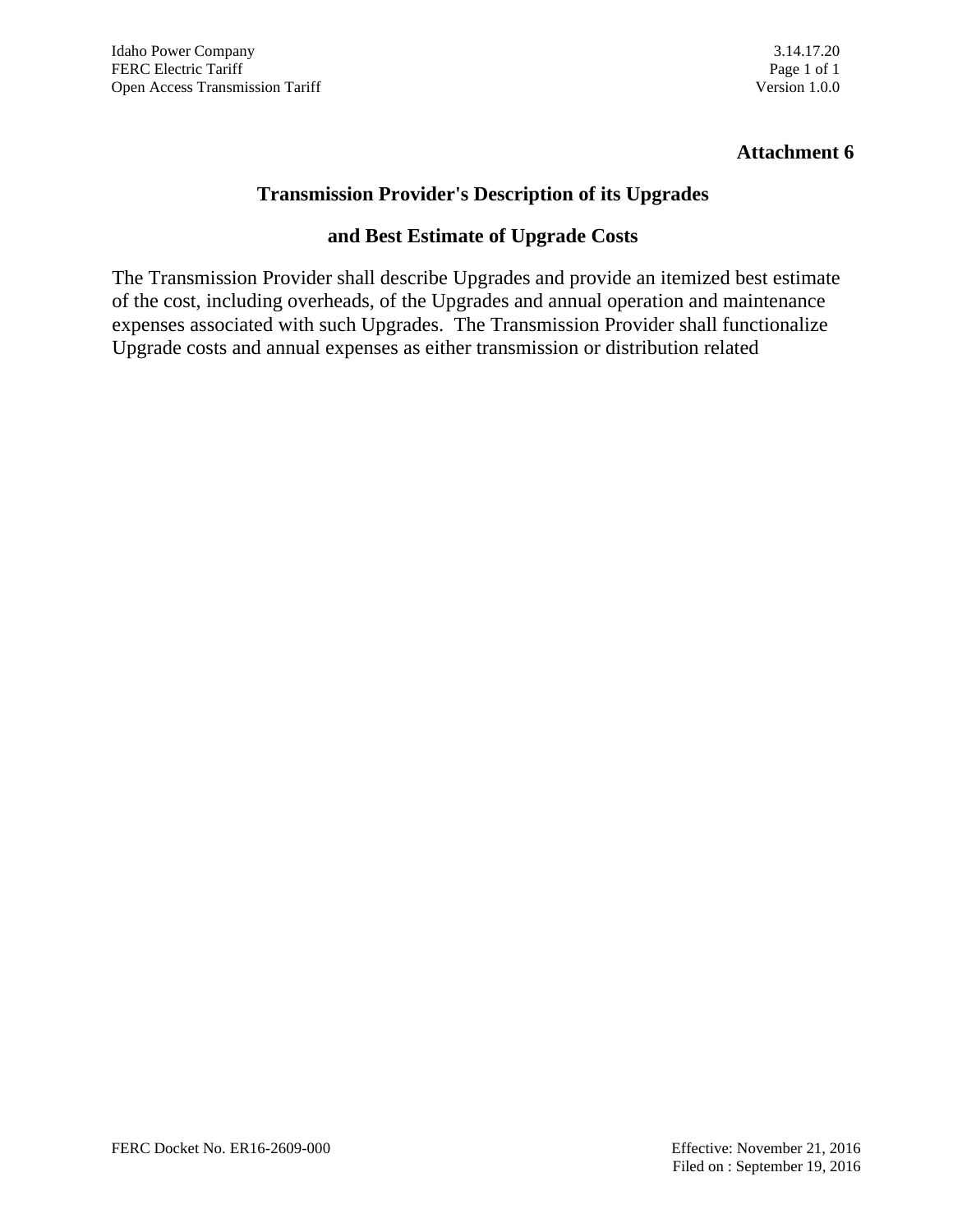**Attachment 6**

## Transmission Provider's Description of its Upgrades

## and Best Estimate of Upgrade Costs

The Transmission Provider shall describe Upgrades and provide an itemized best estimate of the cost, including overheads, of the Upgrades and annual operation and maintenance expenses associated with such Upgrades. The Transmission Provider shall functionalize Upgrade costs and annual expenses as either transmission or distribution related